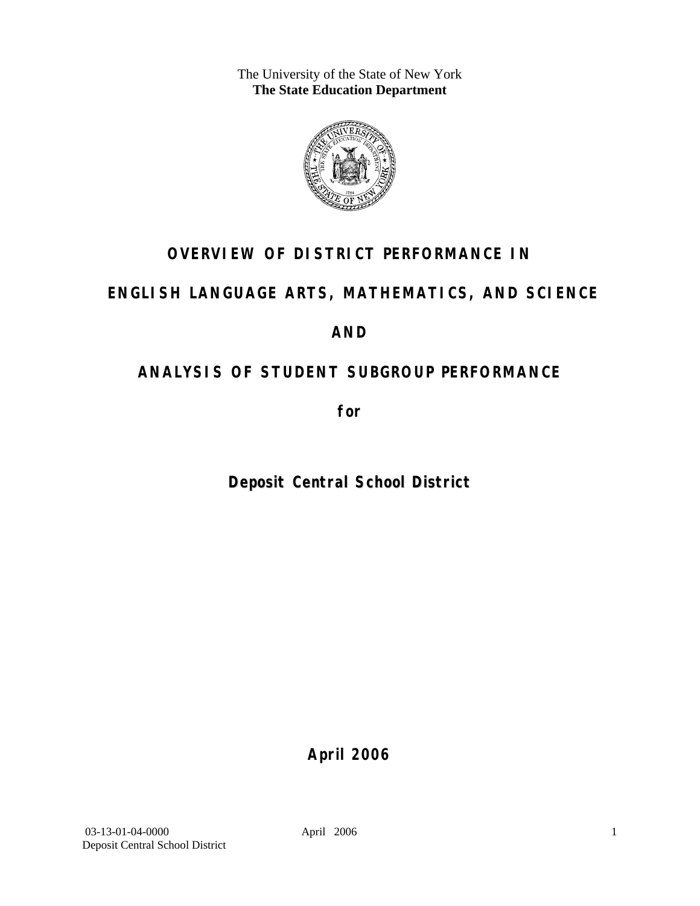The University of the State of New York
**The State Education Department**

# OVERVIEW OF DISTRICT PERFORMANCE IN

# ENGLISH LANGUAGE ARTS, MATHEMATICS, AND SCIENCE

# AND

# ANALYSIS OF STUDENT SUBGROUP PERFORMANCE

**for**

## Deposit Central School District

**April 2006**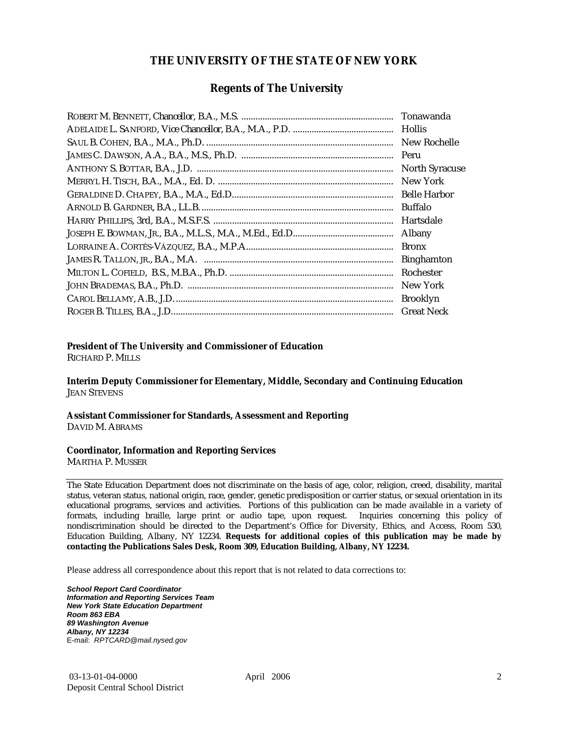# THE UNIVERSITY OF THE STATE OF NEW YORK

## Regents of The University

| | |
|---|---|
| ROBERT M. BENNETT, Chancellor, B.A., M.S. | Tonawanda |
| ADELAIDE L. SANFORD, Vice Chancellor, B.A., M.A., P.D. | Hollis |
| SAUL B. COHEN, B.A., M.A., Ph.D. | New Rochelle |
| JAMES C. DAWSON, A.A., B.A., M.S., Ph.D. | Peru |
| ANTHONY S. BOTTAR, B.A., J.D. | North Syracuse |
| MERRYL H. TISCH, B.A., M.A., Ed. D. | New York |
| GERALDINE D. CHAPEY, B.A., M.A., Ed.D. | Belle Harbor |
| ARNOLD B. GARDNER, B.A., LL.B. | Buffalo |
| HARRY PHILLIPS, 3rd, B.A., M.S.F.S. | Hartsdale |
| JOSEPH E. BOWMAN, JR., B.A., M.L.S., M.A., M.Ed., Ed.D. | Albany |
| LORRAINE A. CORTÉS-VÁZQUEZ, B.A., M.P.A. | Bronx |
| JAMES R. TALLON, JR., B.A., M.A. | Binghamton |
| MILTON L. COFIELD, B.S., M.B.A., Ph.D. | Rochester |
| JOHN BRADEMAS, B.A., Ph.D. | New York |
| CAROL BELLAMY, A.B., J.D. | Brooklyn |
| ROGER B. TILLES, B.A., J.D. | Great Neck |

**President of The University and Commissioner of Education**
RICHARD P. MILLS

**Interim Deputy Commissioner for Elementary, Middle, Secondary and Continuing Education**
JEAN STEVENS

**Assistant Commissioner for Standards, Assessment and Reporting**
DAVID M. ABRAMS

**Coordinator, Information and Reporting Services**
MARTHA P. MUSSER

---

The State Education Department does not discriminate on the basis of age, color, religion, creed, disability, marital status, veteran status, national origin, race, gender, genetic predisposition or carrier status, or sexual orientation in its educational programs, services and activities. Portions of this publication can be made available in a variety of formats, including braille, large print or audio tape, upon request. Inquiries concerning this policy of nondiscrimination should be directed to the Department's Office for Diversity, Ethics, and Access, Room 530, Education Building, Albany, NY 12234. **Requests for additional copies of this publication may be made by contacting the Publications Sales Desk, Room 309, Education Building, Albany, NY 12234.**

Please address all correspondence about this report that is not related to data corrections to:

***School Report Card Coordinator***
***Information and Reporting Services Team***
***New York State Education Department***
***Room 863 EBA***
***89 Washington Avenue***
***Albany, NY 12234***
E-mail: *RPTCARD@mail.nysed.gov*

03-13-01-04-0000 April 2006
Deposit Central School District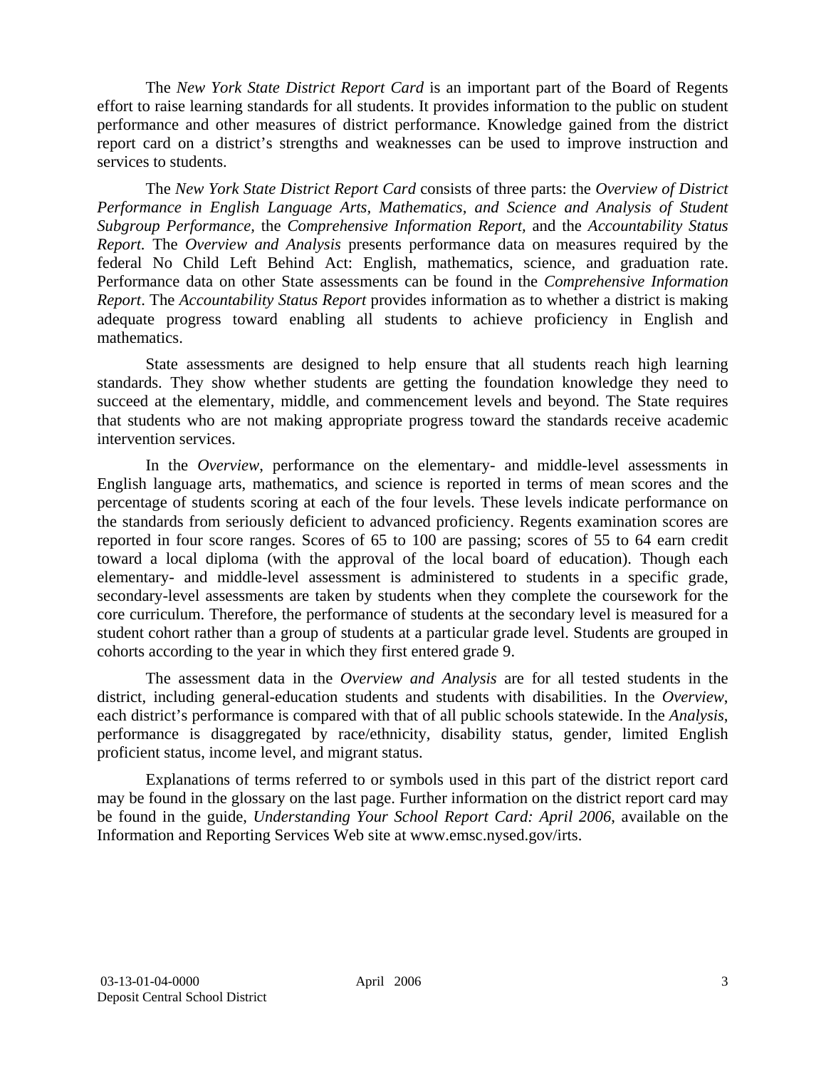The *New York State District Report Card* is an important part of the Board of Regents effort to raise learning standards for all students. It provides information to the public on student performance and other measures of district performance. Knowledge gained from the district report card on a district's strengths and weaknesses can be used to improve instruction and services to students.

The *New York State District Report Card* consists of three parts: the *Overview of District Performance in English Language Arts, Mathematics, and Science and Analysis of Student Subgroup Performance,* the *Comprehensive Information Report,* and the *Accountability Status Report.* The *Overview and Analysis* presents performance data on measures required by the federal No Child Left Behind Act: English, mathematics, science, and graduation rate. Performance data on other State assessments can be found in the *Comprehensive Information Report*. The *Accountability Status Report* provides information as to whether a district is making adequate progress toward enabling all students to achieve proficiency in English and mathematics.

State assessments are designed to help ensure that all students reach high learning standards. They show whether students are getting the foundation knowledge they need to succeed at the elementary, middle, and commencement levels and beyond. The State requires that students who are not making appropriate progress toward the standards receive academic intervention services.

In the *Overview*, performance on the elementary- and middle-level assessments in English language arts, mathematics, and science is reported in terms of mean scores and the percentage of students scoring at each of the four levels. These levels indicate performance on the standards from seriously deficient to advanced proficiency. Regents examination scores are reported in four score ranges. Scores of 65 to 100 are passing; scores of 55 to 64 earn credit toward a local diploma (with the approval of the local board of education). Though each elementary- and middle-level assessment is administered to students in a specific grade, secondary-level assessments are taken by students when they complete the coursework for the core curriculum. Therefore, the performance of students at the secondary level is measured for a student cohort rather than a group of students at a particular grade level. Students are grouped in cohorts according to the year in which they first entered grade 9.

The assessment data in the *Overview and Analysis* are for all tested students in the district, including general-education students and students with disabilities. In the *Overview*, each district's performance is compared with that of all public schools statewide. In the *Analysis*, performance is disaggregated by race/ethnicity, disability status, gender, limited English proficient status, income level, and migrant status.

Explanations of terms referred to or symbols used in this part of the district report card may be found in the glossary on the last page. Further information on the district report card may be found in the guide, *Understanding Your School Report Card: April 2006*, available on the Information and Reporting Services Web site at www.emsc.nysed.gov/irts.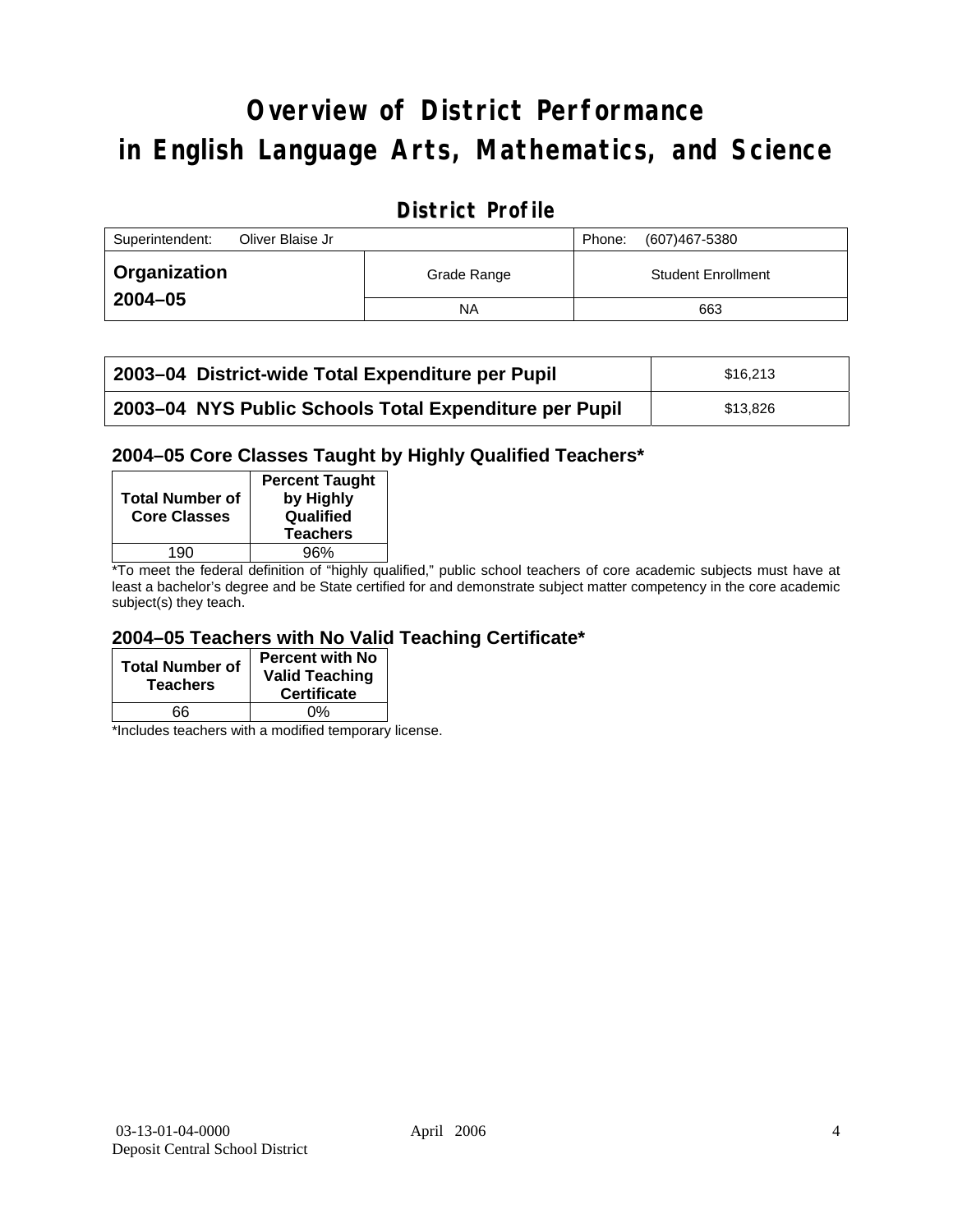# Overview of District Performance in English Language Arts, Mathematics, and Science

## District Profile

| Superintendent: Oliver Blaise Jr | | Phone: (607)467-5380 |
|---|---|---|
| **Organization 2004–05** | Grade Range | Student Enrollment |
| | NA | 663 |

| | |
|---|---|
| **2003–04 District-wide Total Expenditure per Pupil** | $16,213 |
| **2003–04 NYS Public Schools Total Expenditure per Pupil** | $13,826 |

### 2004–05 Core Classes Taught by Highly Qualified Teachers*

| Total Number of Core Classes | Percent Taught by Highly Qualified Teachers |
|---|---|
| 190 | 96% |

*To meet the federal definition of "highly qualified," public school teachers of core academic subjects must have at least a bachelor's degree and be State certified for and demonstrate subject matter competency in the core academic subject(s) they teach.

### 2004–05 Teachers with No Valid Teaching Certificate*

| Total Number of Teachers | Percent with No Valid Teaching Certificate |
|---|---|
| 66 | 0% |

*Includes teachers with a modified temporary license.

03-13-01-04-0000 April 2006
Deposit Central School District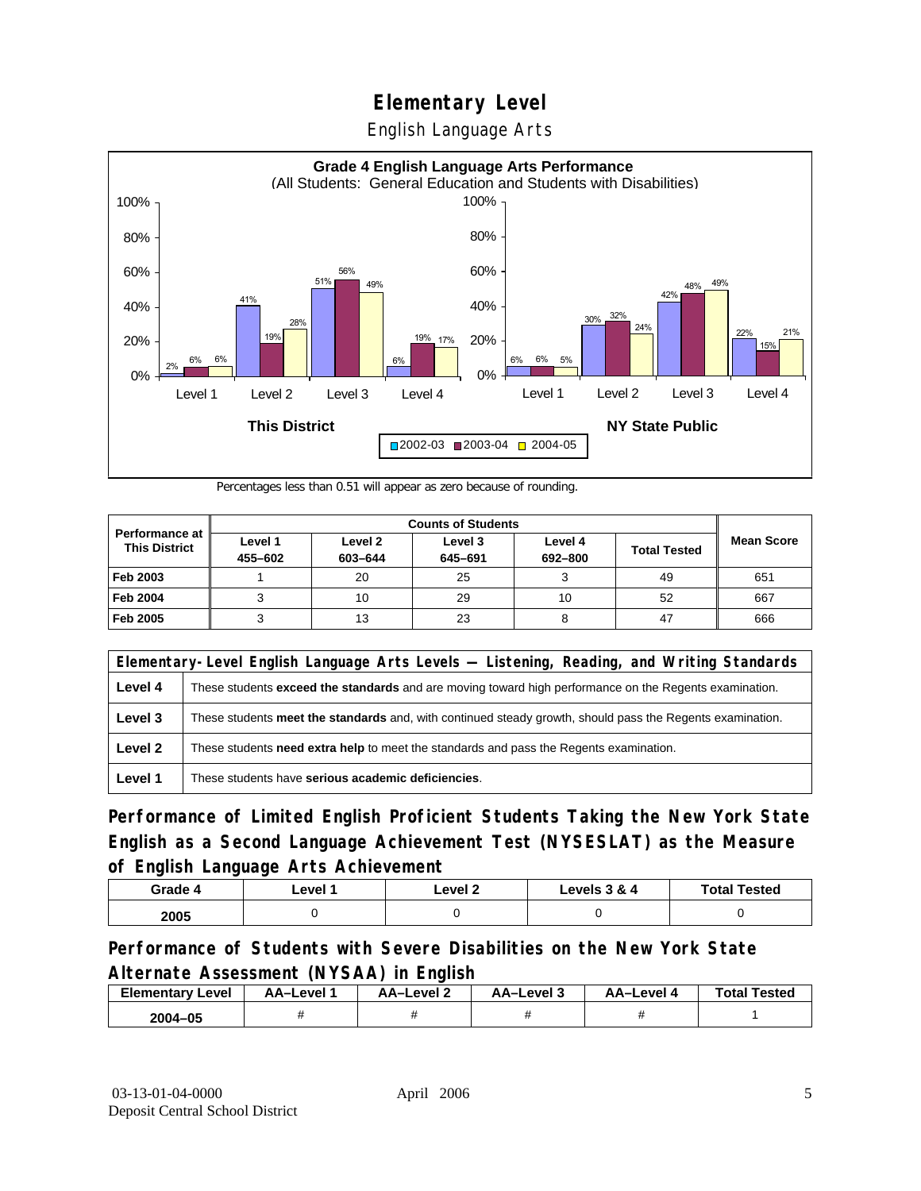# Elementary Level

## English Language Arts

**Grade 4 English Language Arts Performance**
(All Students: General Education and Students with Disabilities)

| | Level 1 | Level 2 | Level 3 | Level 4 |
|---|---|---|---|---|
| **This District** 2002-03 | 2% | 41% | 51% | 6% |
| **This District** 2003-04 | 6% | 19% | 56% | 19% |
| **This District** 2004-05 | 6% | 28% | 49% | 17% |
| **NY State Public** 2002-03 | 6% | 30% | 42% | 22% |
| **NY State Public** 2003-04 | 6% | 32% | 48% | 15% |
| **NY State Public** 2004-05 | 5% | 24% | 49% | 21% |

Percentages less than 0.51 will appear as zero because of rounding.

| Performance at This District | Counts of Students | | | | | Mean Score |
|---|---|---|---|---|---|---|
| | Level 1 455–602 | Level 2 603–644 | Level 3 645–691 | Level 4 692–800 | Total Tested | |
| **Feb 2003** | 1 | 20 | 25 | 3 | 49 | 651 |
| **Feb 2004** | 3 | 10 | 29 | 10 | 52 | 667 |
| **Feb 2005** | 3 | 13 | 23 | 8 | 47 | 666 |

| Elementary-Level English Language Arts Levels — Listening, Reading, and Writing Standards | |
|---|---|
| **Level 4** | These students **exceed the standards** and are moving toward high performance on the Regents examination. |
| **Level 3** | These students **meet the standards** and, with continued steady growth, should pass the Regents examination. |
| **Level 2** | These students **need extra help** to meet the standards and pass the Regents examination. |
| **Level 1** | These students have **serious academic deficiencies**. |

## Performance of Limited English Proficient Students Taking the New York State English as a Second Language Achievement Test (NYSESLAT) as the Measure of English Language Arts Achievement

| Grade 4 | Level 1 | Level 2 | Levels 3 & 4 | Total Tested |
|---|---|---|---|---|
| 2005 | 0 | 0 | 0 | 0 |

## Performance of Students with Severe Disabilities on the New York State Alternate Assessment (NYSAA) in English

| Elementary Level | AA–Level 1 | AA–Level 2 | AA–Level 3 | AA–Level 4 | Total Tested |
|---|---|---|---|---|---|
| 2004–05 | # | # | # | # | 1 |

03-13-01-04-0000
Deposit Central School District

April 2006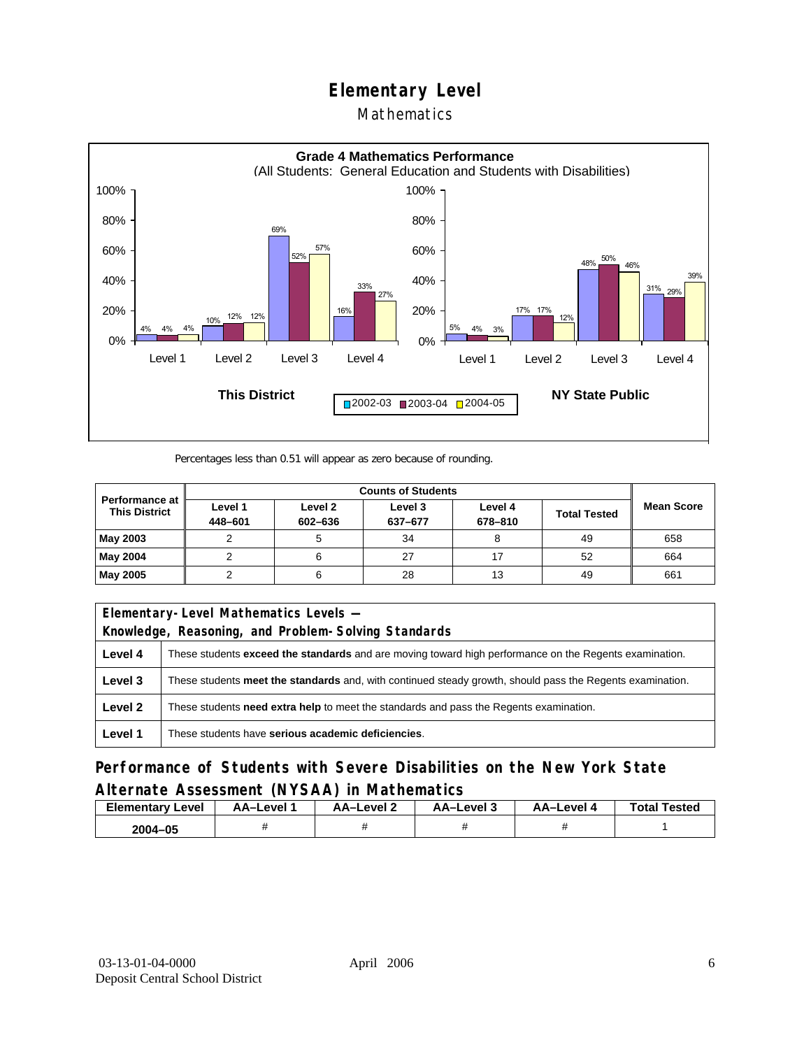# Elementary Level

## Mathematics

**Grade 4 Mathematics Performance**
(All Students: General Education and Students with Disabilities)

| | This District 2002-03 | This District 2003-04 | This District 2004-05 | NY State Public 2002-03 | NY State Public 2003-04 | NY State Public 2004-05 |
|---|---|---|---|---|---|---|
| Level 1 | 4% | 4% | 4% | 5% | 4% | 3% |
| Level 2 | 10% | 12% | 12% | 17% | 17% | 12% |
| Level 3 | 69% | 52% | 57% | 48% | 50% | 46% |
| Level 4 | 16% | 33% | 27% | 31% | 29% | 39% |

Percentages less than 0.51 will appear as zero because of rounding.

| Performance at This District | Counts of Students | | | | | Mean Score |
|---|---|---|---|---|---|---|
| | Level 1 448–601 | Level 2 602–636 | Level 3 637–677 | Level 4 678–810 | Total Tested | |
| **May 2003** | 2 | 5 | 34 | 8 | 49 | 658 |
| **May 2004** | 2 | 6 | 27 | 17 | 52 | 664 |
| **May 2005** | 2 | 6 | 28 | 13 | 49 | 661 |

| Elementary-Level Mathematics Levels — Knowledge, Reasoning, and Problem-Solving Standards | |
|---|---|
| **Level 4** | These students **exceed the standards** and are moving toward high performance on the Regents examination. |
| **Level 3** | These students **meet the standards** and, with continued steady growth, should pass the Regents examination. |
| **Level 2** | These students **need extra help** to meet the standards and pass the Regents examination. |
| **Level 1** | These students have **serious academic deficiencies**. |

## Performance of Students with Severe Disabilities on the New York State Alternate Assessment (NYSAA) in Mathematics

| Elementary Level | AA–Level 1 | AA–Level 2 | AA–Level 3 | AA–Level 4 | Total Tested |
|---|---|---|---|---|---|
| **2004–05** | # | # | # | # | 1 |

03-13-01-04-0000
Deposit Central School District

April 2006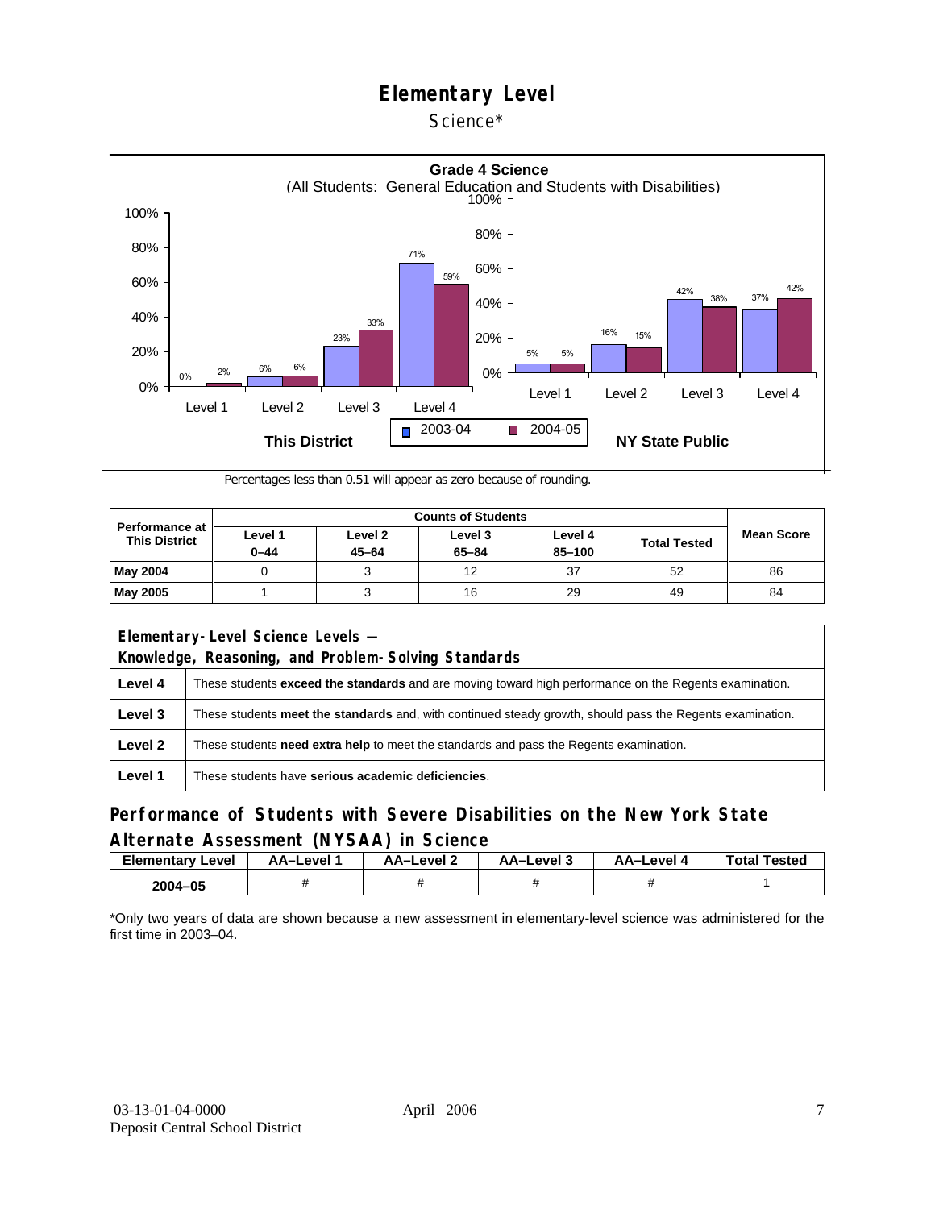# Elementary Level

Science*

**Grade 4 Science**
(All Students: General Education and Students with Disabilities)

| | This District 2003-04 | This District 2004-05 | NY State Public 2003-04 | NY State Public 2004-05 |
|---|---|---|---|---|
| Level 1 | 0% | 2% | 5% | 5% |
| Level 2 | 6% | 6% | 16% | 15% |
| Level 3 | 23% | 33% | 42% | 38% |
| Level 4 | 71% | 59% | 37% | 42% |

Percentages less than 0.51 will appear as zero because of rounding.

| Performance at This District | Counts of Students | | | | | Mean Score |
|---|---|---|---|---|---|---|
| | Level 1 0–44 | Level 2 45–64 | Level 3 65–84 | Level 4 85–100 | Total Tested | |
| **May 2004** | 0 | 3 | 12 | 37 | 52 | 86 |
| **May 2005** | 1 | 3 | 16 | 29 | 49 | 84 |

| Elementary-Level Science Levels — Knowledge, Reasoning, and Problem-Solving Standards | |
|---|---|
| **Level 4** | These students **exceed the standards** and are moving toward high performance on the Regents examination. |
| **Level 3** | These students **meet the standards** and, with continued steady growth, should pass the Regents examination. |
| **Level 2** | These students **need extra help** to meet the standards and pass the Regents examination. |
| **Level 1** | These students have **serious academic deficiencies**. |

## Performance of Students with Severe Disabilities on the New York State Alternate Assessment (NYSAA) in Science

| Elementary Level | AA–Level 1 | AA–Level 2 | AA–Level 3 | AA–Level 4 | Total Tested |
|---|---|---|---|---|---|
| 2004–05 | # | # | # | # | 1 |

*Only two years of data are shown because a new assessment in elementary-level science was administered for the first time in 2003–04.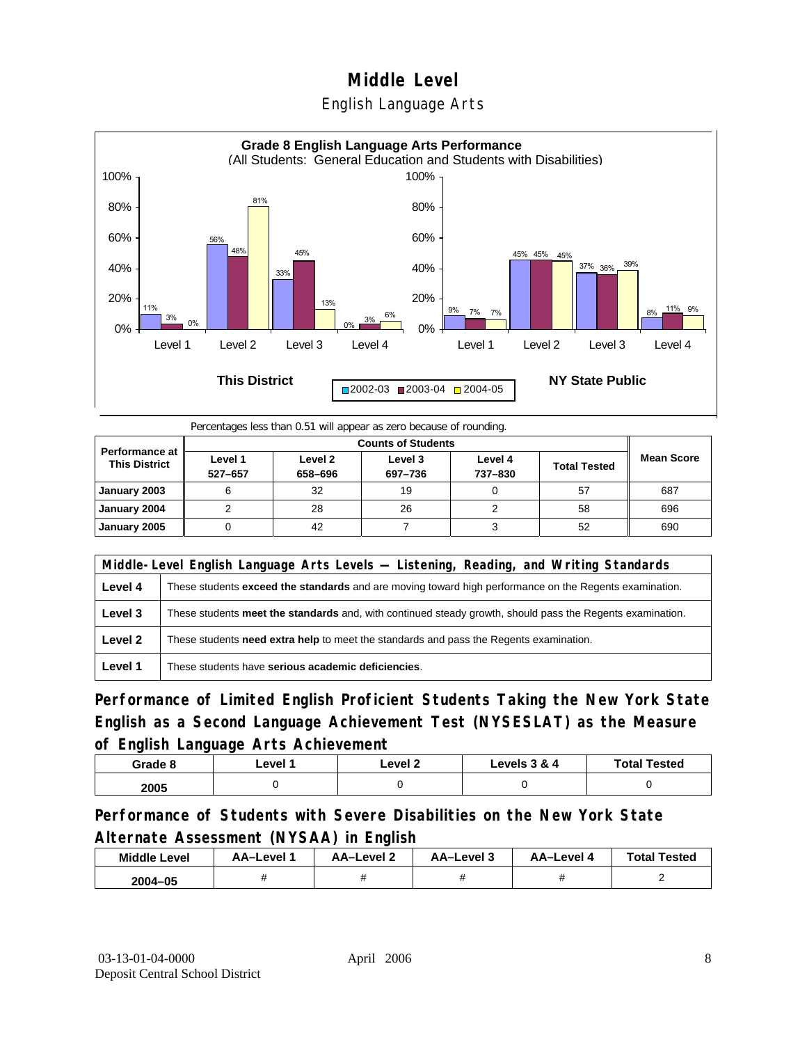# Middle Level

## English Language Arts

**Grade 8 English Language Arts Performance**
(All Students: General Education and Students with Disabilities)

| | This District 2002-03 | This District 2003-04 | This District 2004-05 | NY State Public 2002-03 | NY State Public 2003-04 | NY State Public 2004-05 |
|---|---|---|---|---|---|---|
| Level 1 | 11% | 3% | 0% | 9% | 7% | 7% |
| Level 2 | 56% | 48% | 81% | 45% | 45% | 45% |
| Level 3 | 33% | 45% | 13% | 37% | 36% | 39% |
| Level 4 | 0% | 3% | 6% | 8% | 11% | 9% |

Percentages less than 0.51 will appear as zero because of rounding.

| Performance at This District | Counts of Students | | | | | Mean Score |
|---|---|---|---|---|---|---|
| | Level 1 527–657 | Level 2 658–696 | Level 3 697–736 | Level 4 737–830 | Total Tested | |
| January 2003 | 6 | 32 | 19 | 0 | 57 | 687 |
| January 2004 | 2 | 28 | 26 | 2 | 58 | 696 |
| January 2005 | 0 | 42 | 7 | 3 | 52 | 690 |

| Middle-Level English Language Arts Levels — Listening, Reading, and Writing Standards | |
|---|---|
| Level 4 | These students **exceed the standards** and are moving toward high performance on the Regents examination. |
| Level 3 | These students **meet the standards** and, with continued steady growth, should pass the Regents examination. |
| Level 2 | These students **need extra help** to meet the standards and pass the Regents examination. |
| Level 1 | These students have **serious academic deficiencies**. |

### Performance of Limited English Proficient Students Taking the New York State English as a Second Language Achievement Test (NYSESLAT) as the Measure of English Language Arts Achievement

| Grade 8 | Level 1 | Level 2 | Levels 3 & 4 | Total Tested |
|---|---|---|---|---|
| 2005 | 0 | 0 | 0 | 0 |

### Performance of Students with Severe Disabilities on the New York State Alternate Assessment (NYSAA) in English

| Middle Level | AA–Level 1 | AA–Level 2 | AA–Level 3 | AA–Level 4 | Total Tested |
|---|---|---|---|---|---|
| 2004–05 | # | # | # | # | 2 |

03-13-01-04-0000
Deposit Central School District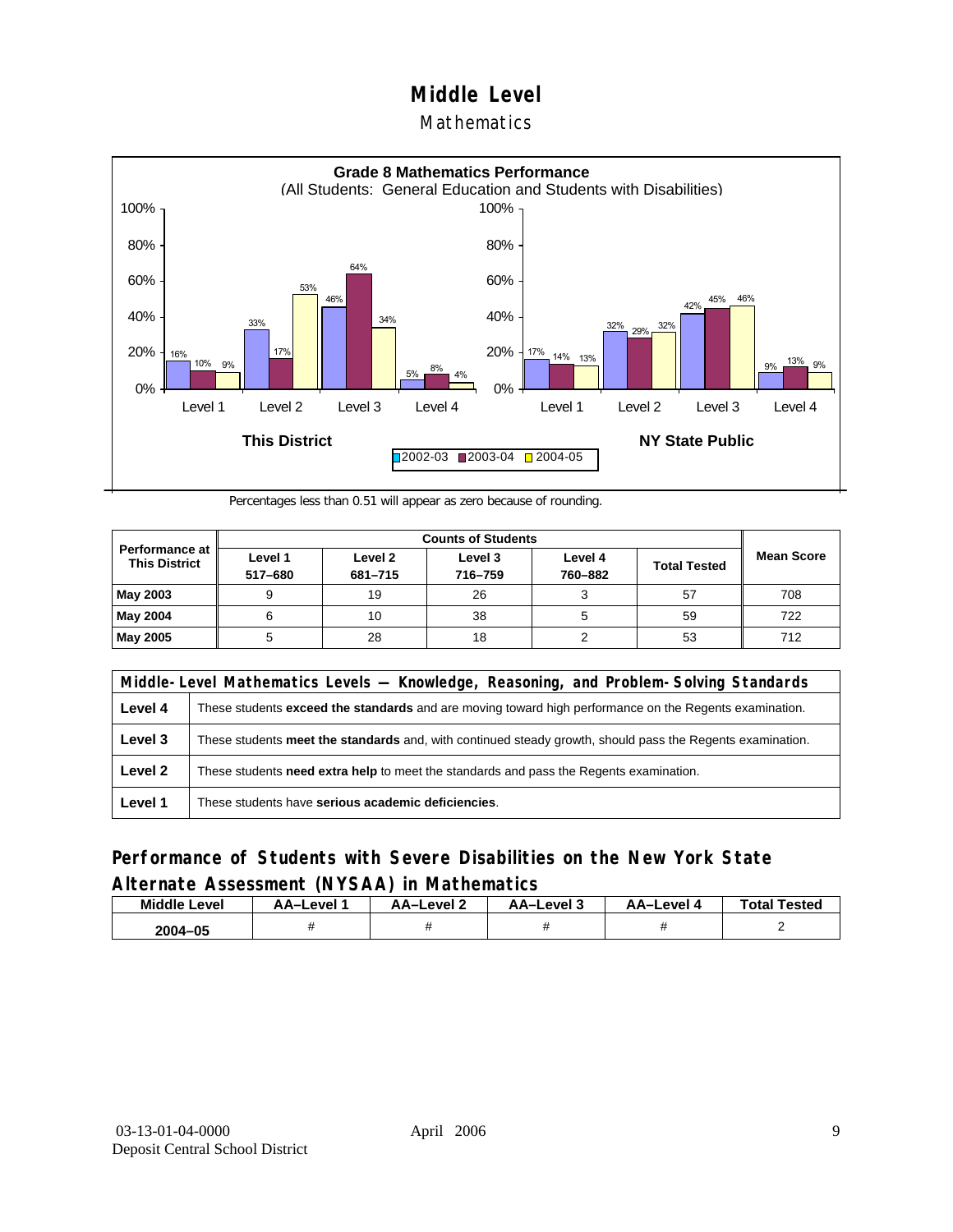# Middle Level

## Mathematics

**Grade 8 Mathematics Performance**
(All Students: General Education and Students with Disabilities)

| This District | 2002-03 | 2003-04 | 2004-05 |
|---|---|---|---|
| Level 1 | 16% | 10% | 9% |
| Level 2 | 33% | 17% | 53% |
| Level 3 | 46% | 64% | 34% |
| Level 4 | 5% | 8% | 4% |

| NY State Public | 2002-03 | 2003-04 | 2004-05 |
|---|---|---|---|
| Level 1 | 17% | 14% | 13% |
| Level 2 | 32% | 29% | 32% |
| Level 3 | 42% | 45% | 46% |
| Level 4 | 9% | 13% | 9% |

Percentages less than 0.51 will appear as zero because of rounding.

| Performance at This District | Counts of Students | | | | | Mean Score |
|---|---|---|---|---|---|---|
| | Level 1 517–680 | Level 2 681–715 | Level 3 716–759 | Level 4 760–882 | Total Tested | |
| **May 2003** | 9 | 19 | 26 | 3 | 57 | 708 |
| **May 2004** | 6 | 10 | 38 | 5 | 59 | 722 |
| **May 2005** | 5 | 28 | 18 | 2 | 53 | 712 |

| Middle-Level Mathematics Levels — Knowledge, Reasoning, and Problem-Solving Standards | |
|---|---|
| **Level 4** | These students **exceed the standards** and are moving toward high performance on the Regents examination. |
| **Level 3** | These students **meet the standards** and, with continued steady growth, should pass the Regents examination. |
| **Level 2** | These students **need extra help** to meet the standards and pass the Regents examination. |
| **Level 1** | These students have **serious academic deficiencies**. |

## Performance of Students with Severe Disabilities on the New York State Alternate Assessment (NYSAA) in Mathematics

| Middle Level | AA–Level 1 | AA–Level 2 | AA–Level 3 | AA–Level 4 | Total Tested |
|---|---|---|---|---|---|
| 2004–05 | # | # | # | # | 2 |

03-13-01-04-0000
Deposit Central School District
April 2006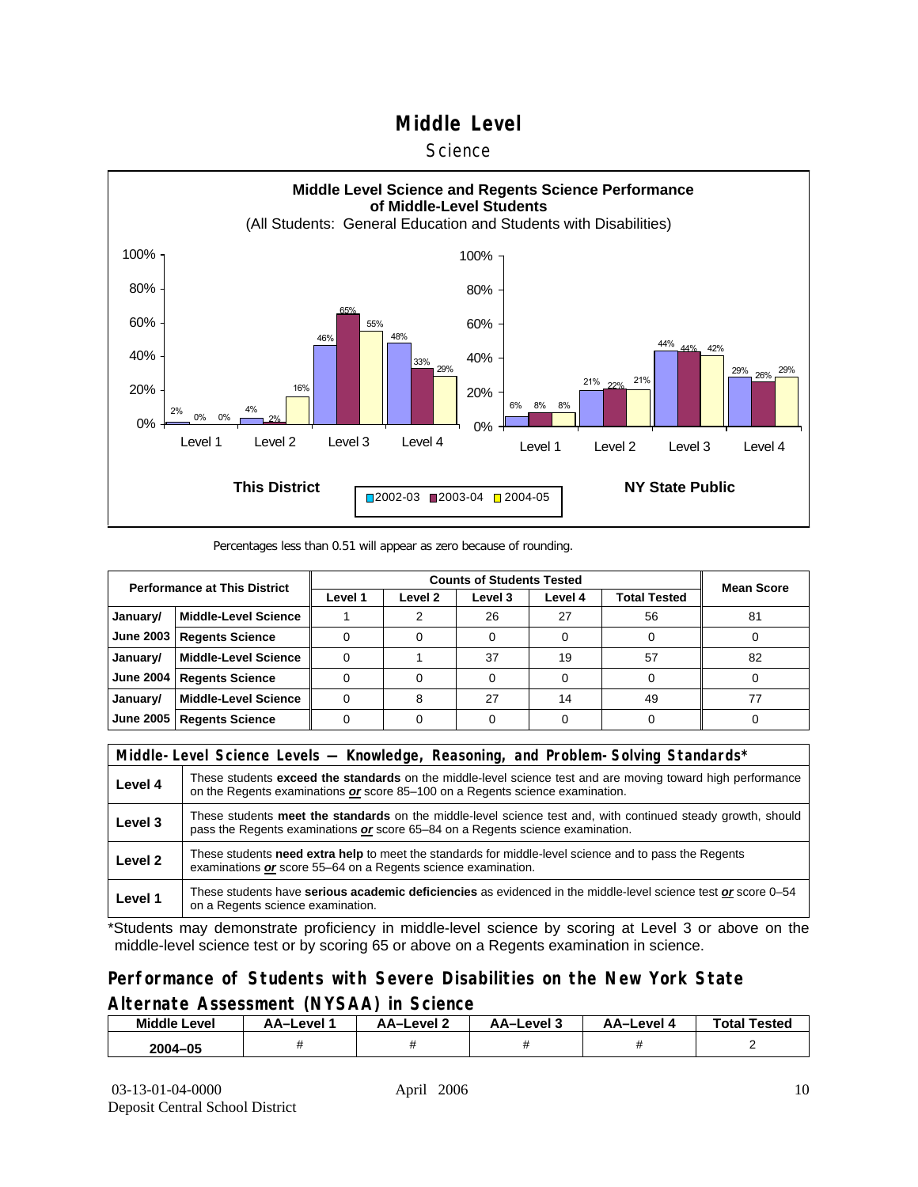# Middle Level

## Science

**Middle Level Science and Regents Science Performance of Middle-Level Students**

(All Students: General Education and Students with Disabilities)

**This District**

| | 2002-03 | 2003-04 | 2004-05 |
|---|---|---|---|
| Level 1 | 2% | 0% | 0% |
| Level 2 | 4% | 2% | 16% |
| Level 3 | 46% | 65% | 55% |
| Level 4 | 48% | 33% | 29% |

**NY State Public**

| | 2002-03 | 2003-04 | 2004-05 |
|---|---|---|---|
| Level 1 | 6% | 8% | 8% |
| Level 2 | 21% | 22% | 21% |
| Level 3 | 44% | 44% | 42% |
| Level 4 | 29% | 26% | 29% |

Percentages less than 0.51 will appear as zero because of rounding.

| Performance at This District | | Counts of Students Tested | | | | | Mean Score |
|---|---|---|---|---|---|---|---|
| | | Level 1 | Level 2 | Level 3 | Level 4 | Total Tested | |
| January/ | Middle-Level Science | 1 | 2 | 26 | 27 | 56 | 81 |
| June 2003 | Regents Science | 0 | 0 | 0 | 0 | 0 | 0 |
| January/ | Middle-Level Science | 0 | 1 | 37 | 19 | 57 | 82 |
| June 2004 | Regents Science | 0 | 0 | 0 | 0 | 0 | 0 |
| January/ | Middle-Level Science | 0 | 8 | 27 | 14 | 49 | 77 |
| June 2005 | Regents Science | 0 | 0 | 0 | 0 | 0 | 0 |

| Middle-Level Science Levels — Knowledge, Reasoning, and Problem-Solving Standards* | |
|---|---|
| Level 4 | These students **exceed the standards** on the middle-level science test and are moving toward high performance on the Regents examinations ***or*** score 85–100 on a Regents science examination. |
| Level 3 | These students **meet the standards** on the middle-level science test and, with continued steady growth, should pass the Regents examinations ***or*** score 65–84 on a Regents science examination. |
| Level 2 | These students **need extra help** to meet the standards for middle-level science and to pass the Regents examinations ***or*** score 55–64 on a Regents science examination. |
| Level 1 | These students have **serious academic deficiencies** as evidenced in the middle-level science test ***or*** score 0–54 on a Regents science examination. |

*Students may demonstrate proficiency in middle-level science by scoring at Level 3 or above on the middle-level science test or by scoring 65 or above on a Regents examination in science.

## Performance of Students with Severe Disabilities on the New York State Alternate Assessment (NYSAA) in Science

| Middle Level | AA–Level 1 | AA–Level 2 | AA–Level 3 | AA–Level 4 | Total Tested |
|---|---|---|---|---|---|
| 2004–05 | # | # | # | # | 2 |

03-13-01-04-0000
Deposit Central School District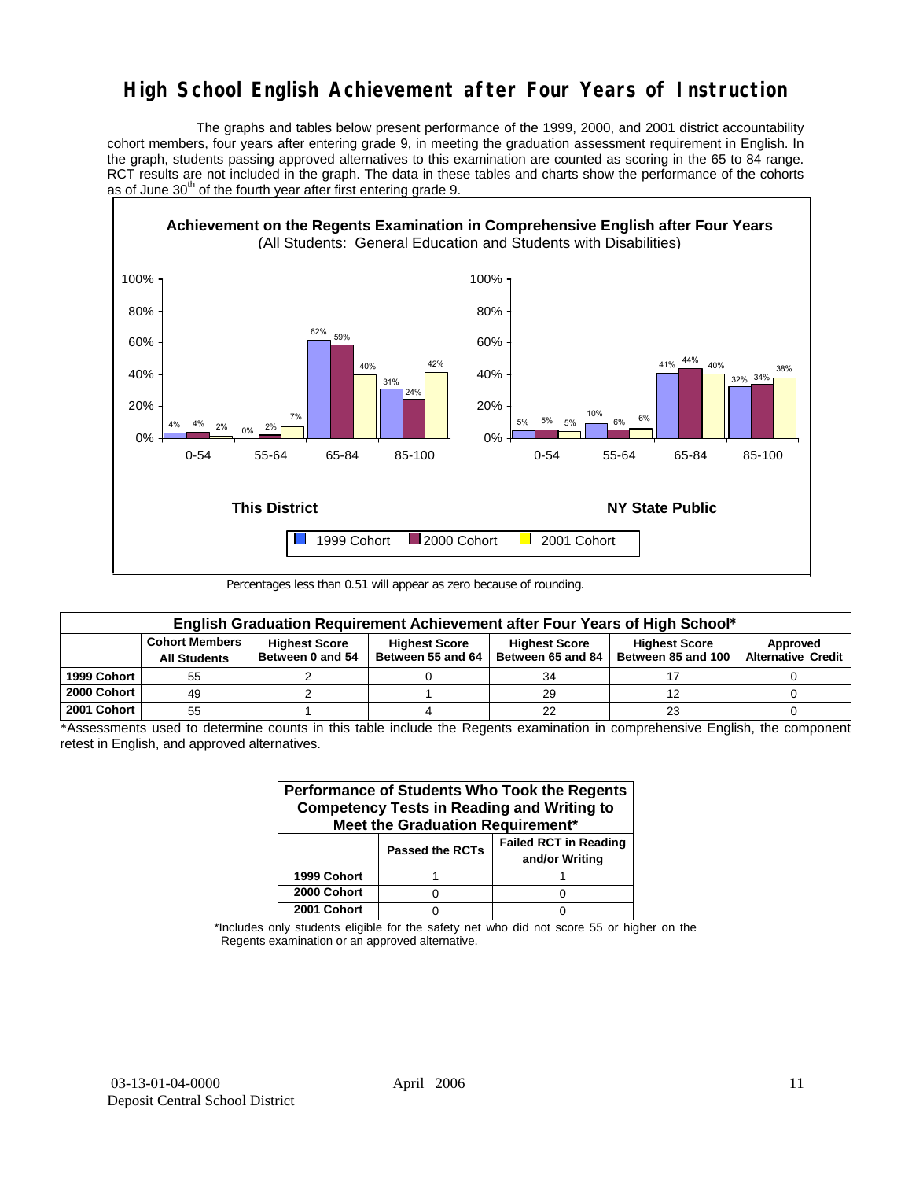# High School English Achievement after Four Years of Instruction

The graphs and tables below present performance of the 1999, 2000, and 2001 district accountability cohort members, four years after entering grade 9, in meeting the graduation assessment requirement in English. In the graph, students passing approved alternatives to this examination are counted as scoring in the 65 to 84 range. RCT results are not included in the graph. The data in these tables and charts show the performance of the cohorts as of June 30th of the fourth year after first entering grade 9.

**Achievement on the Regents Examination in Comprehensive English after Four Years**
(All Students: General Education and Students with Disabilities)

**This District**

| Score Range | 1999 Cohort | 2000 Cohort | 2001 Cohort |
|---|---|---|---|
| 0-54 | 4% | 4% | 2% |
| 55-64 | 0% | 2% | 7% |
| 65-84 | 62% | 59% | 40% |
| 85-100 | 31% | 24% | 42% |

**NY State Public**

| Score Range | 1999 Cohort | 2000 Cohort | 2001 Cohort |
|---|---|---|---|
| 0-54 | 5% | 5% | 5% |
| 55-64 | 10% | 6% | 6% |
| 65-84 | 41% | 44% | 40% |
| 85-100 | 32% | 34% | 38% |

Percentages less than 0.51 will appear as zero because of rounding.

**English Graduation Requirement Achievement after Four Years of High School***

| | Cohort Members All Students | Highest Score Between 0 and 54 | Highest Score Between 55 and 64 | Highest Score Between 65 and 84 | Highest Score Between 85 and 100 | Approved Alternative Credit |
|---|---|---|---|---|---|---|
| 1999 Cohort | 55 | 2 | 0 | 34 | 17 | 0 |
| 2000 Cohort | 49 | 2 | 1 | 29 | 12 | 0 |
| 2001 Cohort | 55 | 1 | 4 | 22 | 23 | 0 |

*Assessments used to determine counts in this table include the Regents examination in comprehensive English, the component retest in English, and approved alternatives.

**Performance of Students Who Took the Regents Competency Tests in Reading and Writing to Meet the Graduation Requirement***

| | Passed the RCTs | Failed RCT in Reading and/or Writing |
|---|---|---|
| 1999 Cohort | 1 | 1 |
| 2000 Cohort | 0 | 0 |
| 2001 Cohort | 0 | 0 |

*Includes only students eligible for the safety net who did not score 55 or higher on the Regents examination or an approved alternative.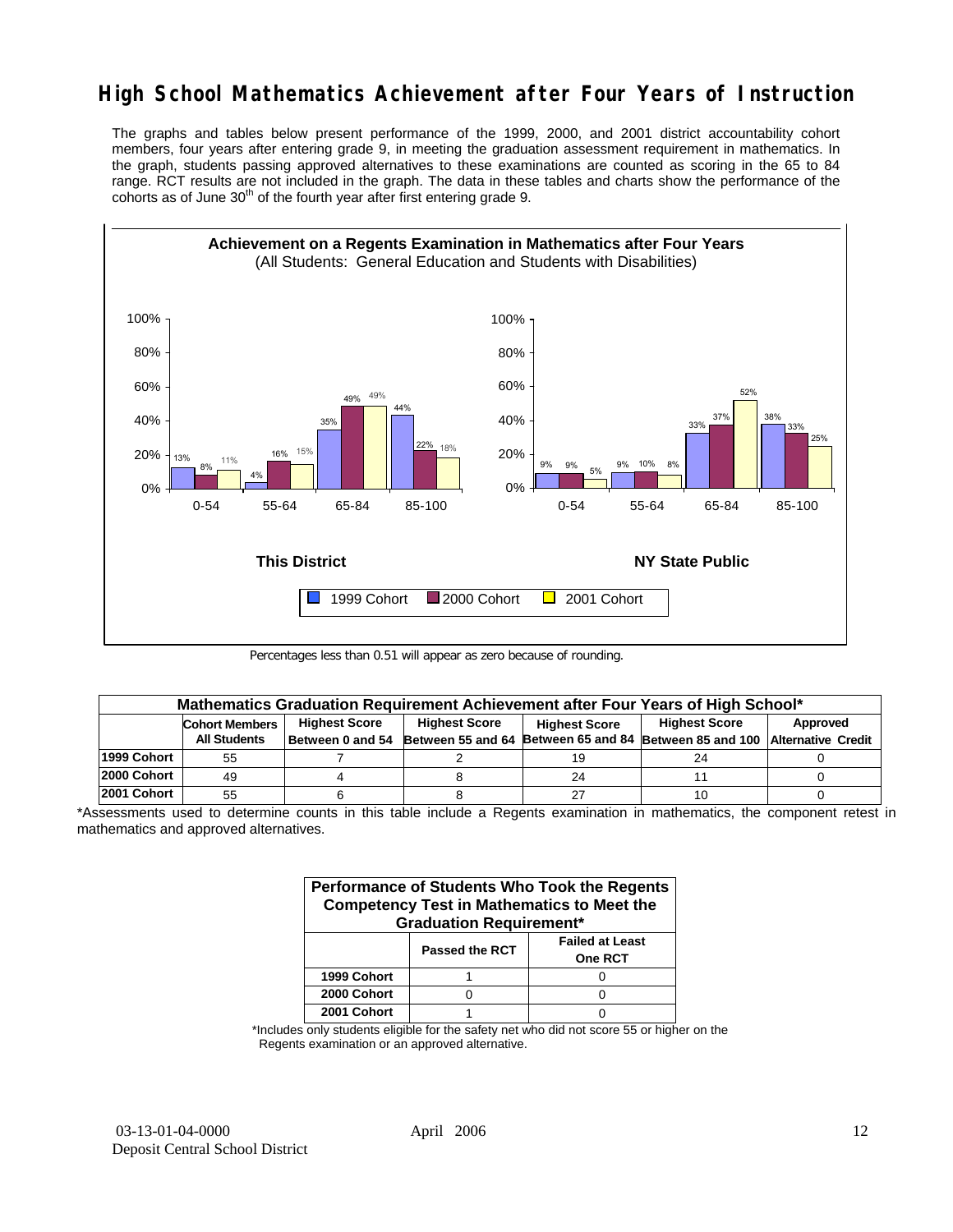# High School Mathematics Achievement after Four Years of Instruction

The graphs and tables below present performance of the 1999, 2000, and 2001 district accountability cohort members, four years after entering grade 9, in meeting the graduation assessment requirement in mathematics. In the graph, students passing approved alternatives to these examinations are counted as scoring in the 65 to 84 range. RCT results are not included in the graph. The data in these tables and charts show the performance of the cohorts as of June 30th of the fourth year after first entering grade 9.

**Achievement on a Regents Examination in Mathematics after Four Years**
(All Students: General Education and Students with Disabilities)

**This District**

| Score Range | 1999 Cohort | 2000 Cohort | 2001 Cohort |
|---|---|---|---|
| 0-54 | 13% | 8% | 11% |
| 55-64 | 4% | 16% | 15% |
| 65-84 | 35% | 49% | 49% |
| 85-100 | 44% | 22% | 18% |

**NY State Public**

| Score Range | 1999 Cohort | 2000 Cohort | 2001 Cohort |
|---|---|---|---|
| 0-54 | 9% | 9% | 5% |
| 55-64 | 9% | 10% | 8% |
| 65-84 | 33% | 37% | 52% |
| 85-100 | 38% | 33% | 25% |

Percentages less than 0.51 will appear as zero because of rounding.

**Mathematics Graduation Requirement Achievement after Four Years of High School***

| | Cohort Members All Students | Highest Score Between 0 and 54 | Highest Score Between 55 and 64 | Highest Score Between 65 and 84 | Highest Score Between 85 and 100 | Approved Alternative Credit |
|---|---|---|---|---|---|---|
| 1999 Cohort | 55 | 7 | 2 | 19 | 24 | 0 |
| 2000 Cohort | 49 | 4 | 8 | 24 | 11 | 0 |
| 2001 Cohort | 55 | 6 | 8 | 27 | 10 | 0 |

*Assessments used to determine counts in this table include a Regents examination in mathematics, the component retest in mathematics and approved alternatives.

**Performance of Students Who Took the Regents Competency Test in Mathematics to Meet the Graduation Requirement***

| | Passed the RCT | Failed at Least One RCT |
|---|---|---|
| 1999 Cohort | 1 | 0 |
| 2000 Cohort | 0 | 0 |
| 2001 Cohort | 1 | 0 |

*Includes only students eligible for the safety net who did not score 55 or higher on the Regents examination or an approved alternative.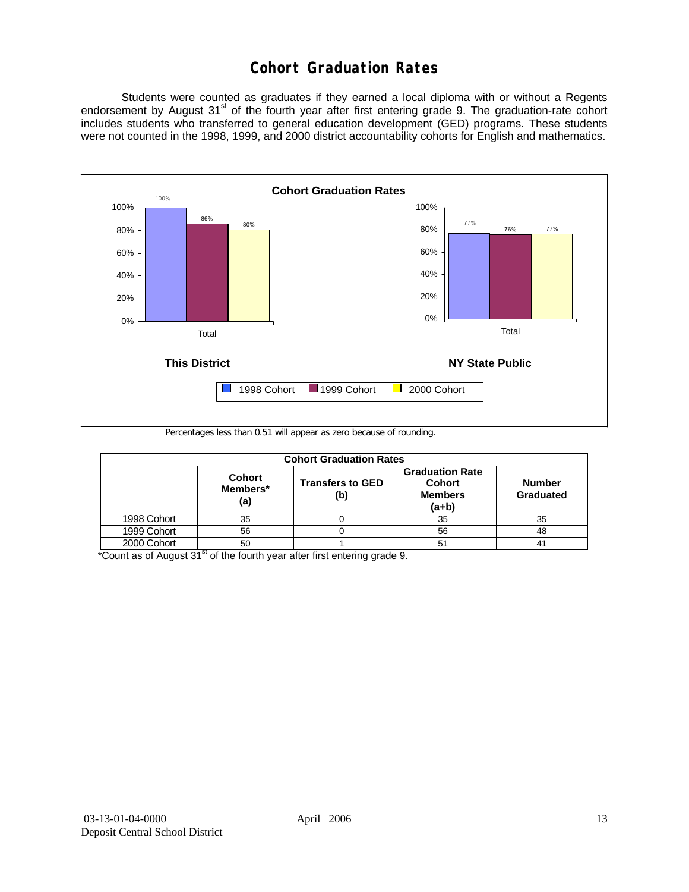# Cohort Graduation Rates

Students were counted as graduates if they earned a local diploma with or without a Regents endorsement by August 31st of the fourth year after first entering grade 9. The graduation-rate cohort includes students who transferred to general education development (GED) programs. These students were not counted in the 1998, 1999, and 2000 district accountability cohorts for English and mathematics.

**Cohort Graduation Rates**

| | 1998 Cohort | 1999 Cohort | 2000 Cohort |
|---|---|---|---|
| This District (Total) | 100% | 86% | 80% |
| NY State Public (Total) | 77% | 76% | 77% |

Percentages less than 0.51 will appear as zero because of rounding.

| Cohort Graduation Rates | | | | |
|---|---|---|---|---|
| | Cohort Members* (a) | Transfers to GED (b) | Graduation Rate Cohort Members (a+b) | Number Graduated |
| 1998 Cohort | 35 | 0 | 35 | 35 |
| 1999 Cohort | 56 | 0 | 56 | 48 |
| 2000 Cohort | 50 | 1 | 51 | 41 |

*Count as of August 31st of the fourth year after first entering grade 9.

03-13-01-04-0000
Deposit Central School District

April 2006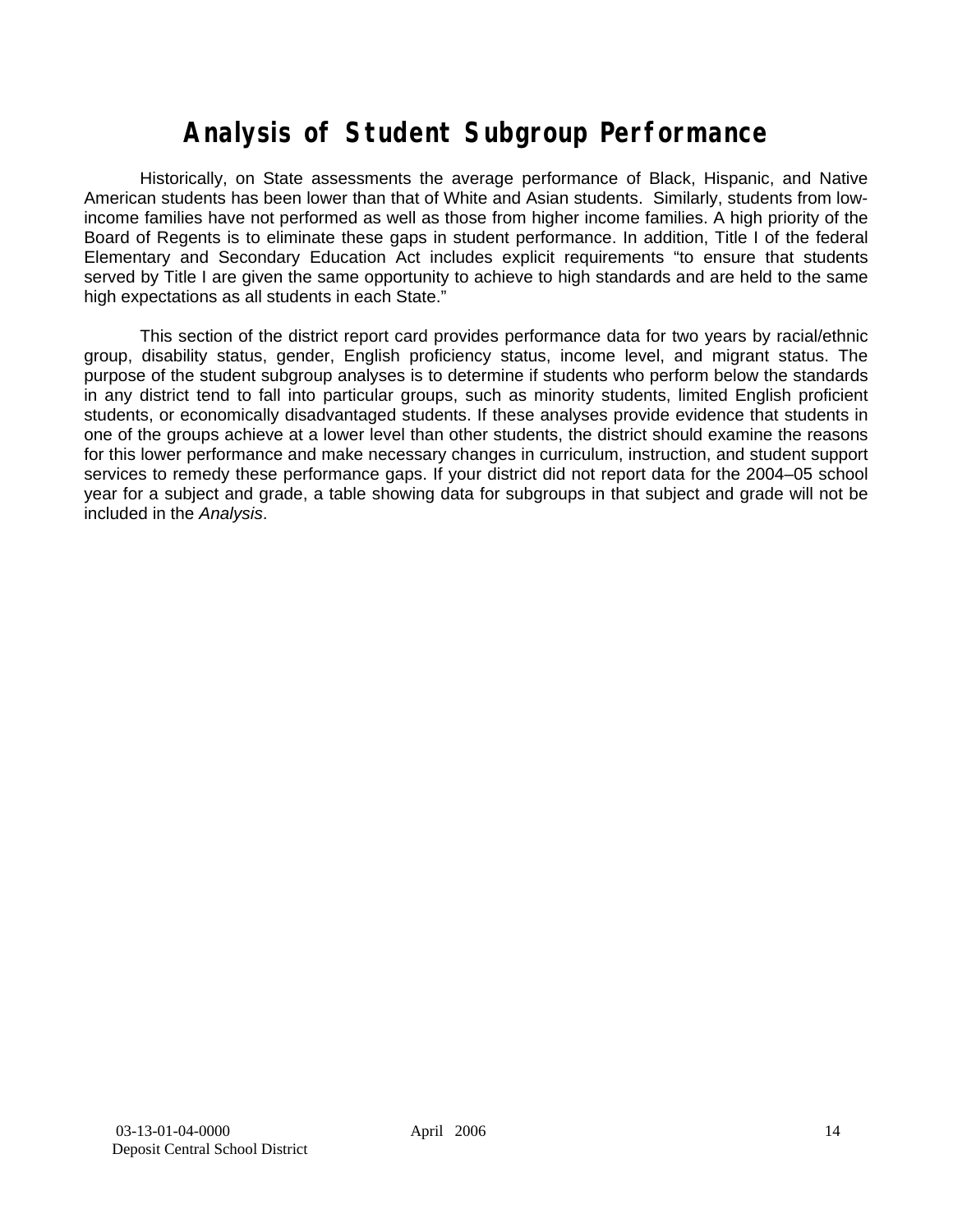# Analysis of Student Subgroup Performance

Historically, on State assessments the average performance of Black, Hispanic, and Native American students has been lower than that of White and Asian students. Similarly, students from low-income families have not performed as well as those from higher income families. A high priority of the Board of Regents is to eliminate these gaps in student performance. In addition, Title I of the federal Elementary and Secondary Education Act includes explicit requirements "to ensure that students served by Title I are given the same opportunity to achieve to high standards and are held to the same high expectations as all students in each State."

This section of the district report card provides performance data for two years by racial/ethnic group, disability status, gender, English proficiency status, income level, and migrant status. The purpose of the student subgroup analyses is to determine if students who perform below the standards in any district tend to fall into particular groups, such as minority students, limited English proficient students, or economically disadvantaged students. If these analyses provide evidence that students in one of the groups achieve at a lower level than other students, the district should examine the reasons for this lower performance and make necessary changes in curriculum, instruction, and student support services to remedy these performance gaps. If your district did not report data for the 2004–05 school year for a subject and grade, a table showing data for subgroups in that subject and grade will not be included in the *Analysis*.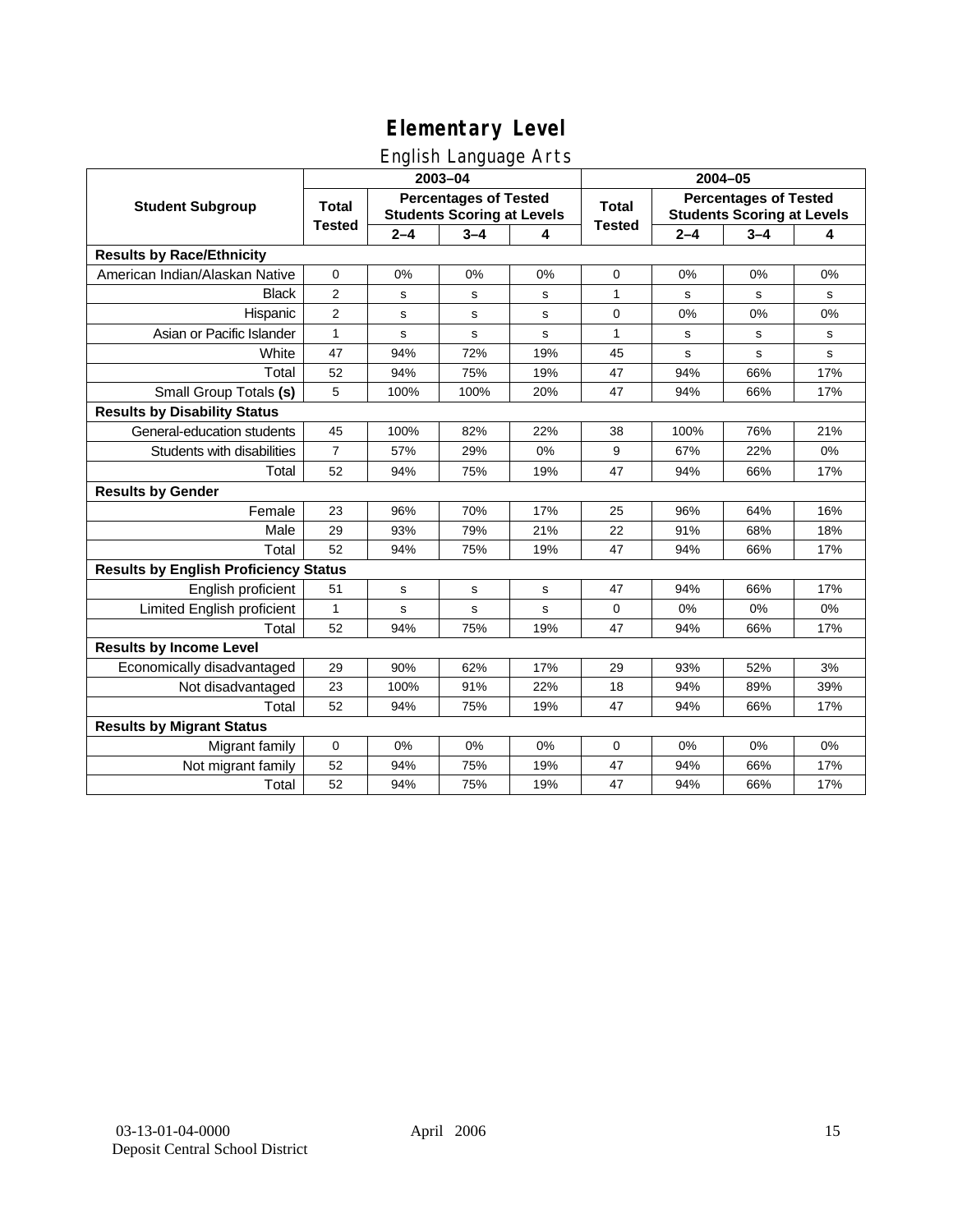# Elementary Level

## English Language Arts

| Student Subgroup | 2003–04 | | | | 2004–05 | | | |
|---|---|---|---|---|---|---|---|---|
| | Total Tested | Percentages of Tested Students Scoring at Levels | | | Total Tested | Percentages of Tested Students Scoring at Levels | | |
| | | 2–4 | 3–4 | 4 | | 2–4 | 3–4 | 4 |
| **Results by Race/Ethnicity** | | | | | | | | |
| American Indian/Alaskan Native | 0 | 0% | 0% | 0% | 0 | 0% | 0% | 0% |
| Black | 2 | s | s | s | 1 | s | s | s |
| Hispanic | 2 | s | s | s | 0 | 0% | 0% | 0% |
| Asian or Pacific Islander | 1 | s | s | s | 1 | s | s | s |
| White | 47 | 94% | 72% | 19% | 45 | s | s | s |
| Total | 52 | 94% | 75% | 19% | 47 | 94% | 66% | 17% |
| Small Group Totals **(s)** | 5 | 100% | 100% | 20% | 47 | 94% | 66% | 17% |
| **Results by Disability Status** | | | | | | | | |
| General-education students | 45 | 100% | 82% | 22% | 38 | 100% | 76% | 21% |
| Students with disabilities | 7 | 57% | 29% | 0% | 9 | 67% | 22% | 0% |
| Total | 52 | 94% | 75% | 19% | 47 | 94% | 66% | 17% |
| **Results by Gender** | | | | | | | | |
| Female | 23 | 96% | 70% | 17% | 25 | 96% | 64% | 16% |
| Male | 29 | 93% | 79% | 21% | 22 | 91% | 68% | 18% |
| Total | 52 | 94% | 75% | 19% | 47 | 94% | 66% | 17% |
| **Results by English Proficiency Status** | | | | | | | | |
| English proficient | 51 | s | s | s | 47 | 94% | 66% | 17% |
| Limited English proficient | 1 | s | s | s | 0 | 0% | 0% | 0% |
| Total | 52 | 94% | 75% | 19% | 47 | 94% | 66% | 17% |
| **Results by Income Level** | | | | | | | | |
| Economically disadvantaged | 29 | 90% | 62% | 17% | 29 | 93% | 52% | 3% |
| Not disadvantaged | 23 | 100% | 91% | 22% | 18 | 94% | 89% | 39% |
| Total | 52 | 94% | 75% | 19% | 47 | 94% | 66% | 17% |
| **Results by Migrant Status** | | | | | | | | |
| Migrant family | 0 | 0% | 0% | 0% | 0 | 0% | 0% | 0% |
| Not migrant family | 52 | 94% | 75% | 19% | 47 | 94% | 66% | 17% |
| Total | 52 | 94% | 75% | 19% | 47 | 94% | 66% | 17% |

03-13-01-04-0000
Deposit Central School District

April 2006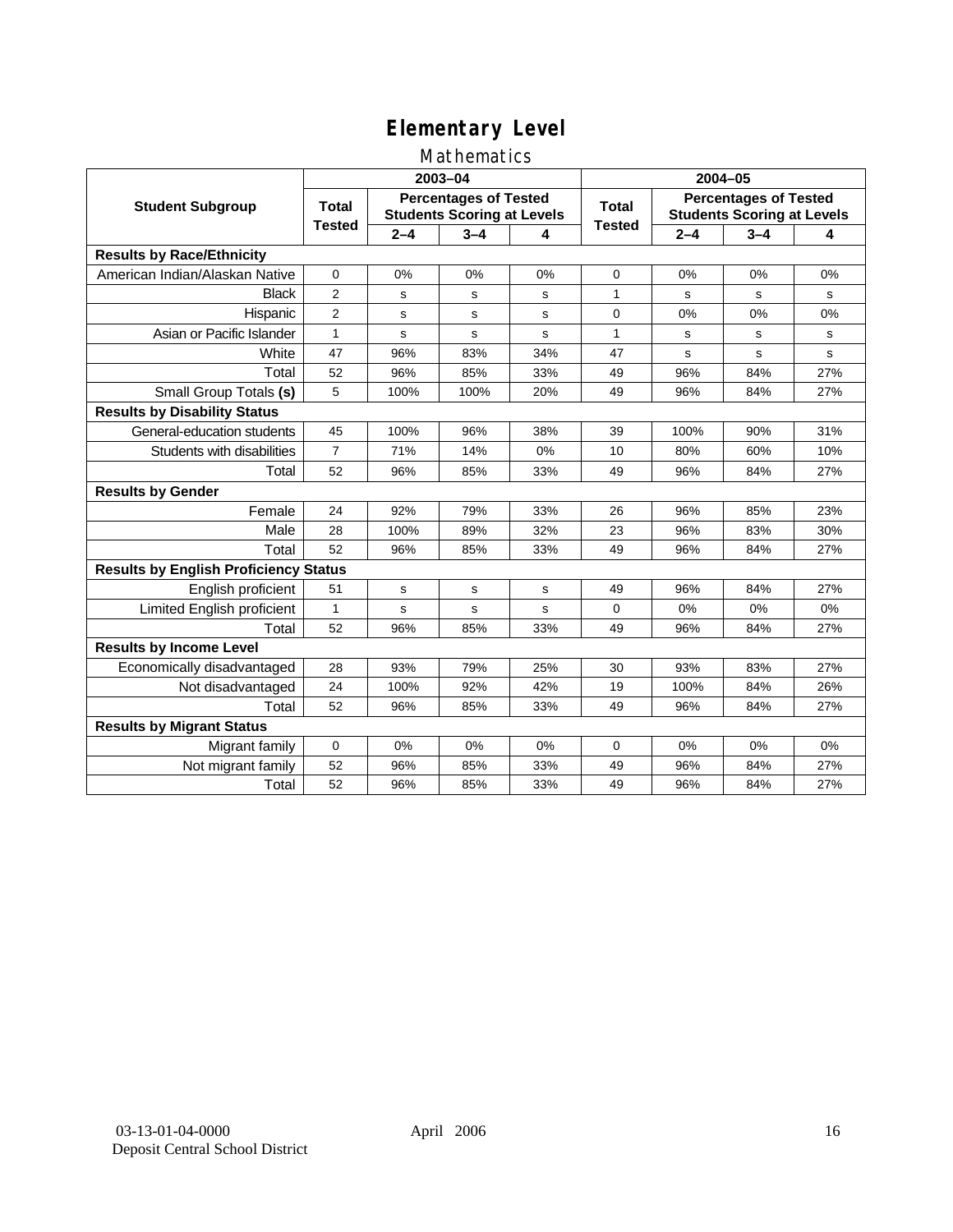# Elementary Level

## Mathematics

| Student Subgroup | 2003–04 | | | | 2004–05 | | | |
|---|---|---|---|---|---|---|---|---|
| | Total Tested | Percentages of Tested Students Scoring at Levels | | | Total Tested | Percentages of Tested Students Scoring at Levels | | |
| | | 2–4 | 3–4 | 4 | | 2–4 | 3–4 | 4 |
| **Results by Race/Ethnicity** | | | | | | | | |
| American Indian/Alaskan Native | 0 | 0% | 0% | 0% | 0 | 0% | 0% | 0% |
| Black | 2 | s | s | s | 1 | s | s | s |
| Hispanic | 2 | s | s | s | 0 | 0% | 0% | 0% |
| Asian or Pacific Islander | 1 | s | s | s | 1 | s | s | s |
| White | 47 | 96% | 83% | 34% | 47 | s | s | s |
| Total | 52 | 96% | 85% | 33% | 49 | 96% | 84% | 27% |
| Small Group Totals **(s)** | 5 | 100% | 100% | 20% | 49 | 96% | 84% | 27% |
| **Results by Disability Status** | | | | | | | | |
| General-education students | 45 | 100% | 96% | 38% | 39 | 100% | 90% | 31% |
| Students with disabilities | 7 | 71% | 14% | 0% | 10 | 80% | 60% | 10% |
| Total | 52 | 96% | 85% | 33% | 49 | 96% | 84% | 27% |
| **Results by Gender** | | | | | | | | |
| Female | 24 | 92% | 79% | 33% | 26 | 96% | 85% | 23% |
| Male | 28 | 100% | 89% | 32% | 23 | 96% | 83% | 30% |
| Total | 52 | 96% | 85% | 33% | 49 | 96% | 84% | 27% |
| **Results by English Proficiency Status** | | | | | | | | |
| English proficient | 51 | s | s | s | 49 | 96% | 84% | 27% |
| Limited English proficient | 1 | s | s | s | 0 | 0% | 0% | 0% |
| Total | 52 | 96% | 85% | 33% | 49 | 96% | 84% | 27% |
| **Results by Income Level** | | | | | | | | |
| Economically disadvantaged | 28 | 93% | 79% | 25% | 30 | 93% | 83% | 27% |
| Not disadvantaged | 24 | 100% | 92% | 42% | 19 | 100% | 84% | 26% |
| Total | 52 | 96% | 85% | 33% | 49 | 96% | 84% | 27% |
| **Results by Migrant Status** | | | | | | | | |
| Migrant family | 0 | 0% | 0% | 0% | 0 | 0% | 0% | 0% |
| Not migrant family | 52 | 96% | 85% | 33% | 49 | 96% | 84% | 27% |
| Total | 52 | 96% | 85% | 33% | 49 | 96% | 84% | 27% |

03-13-01-04-0000
Deposit Central School District

April 2006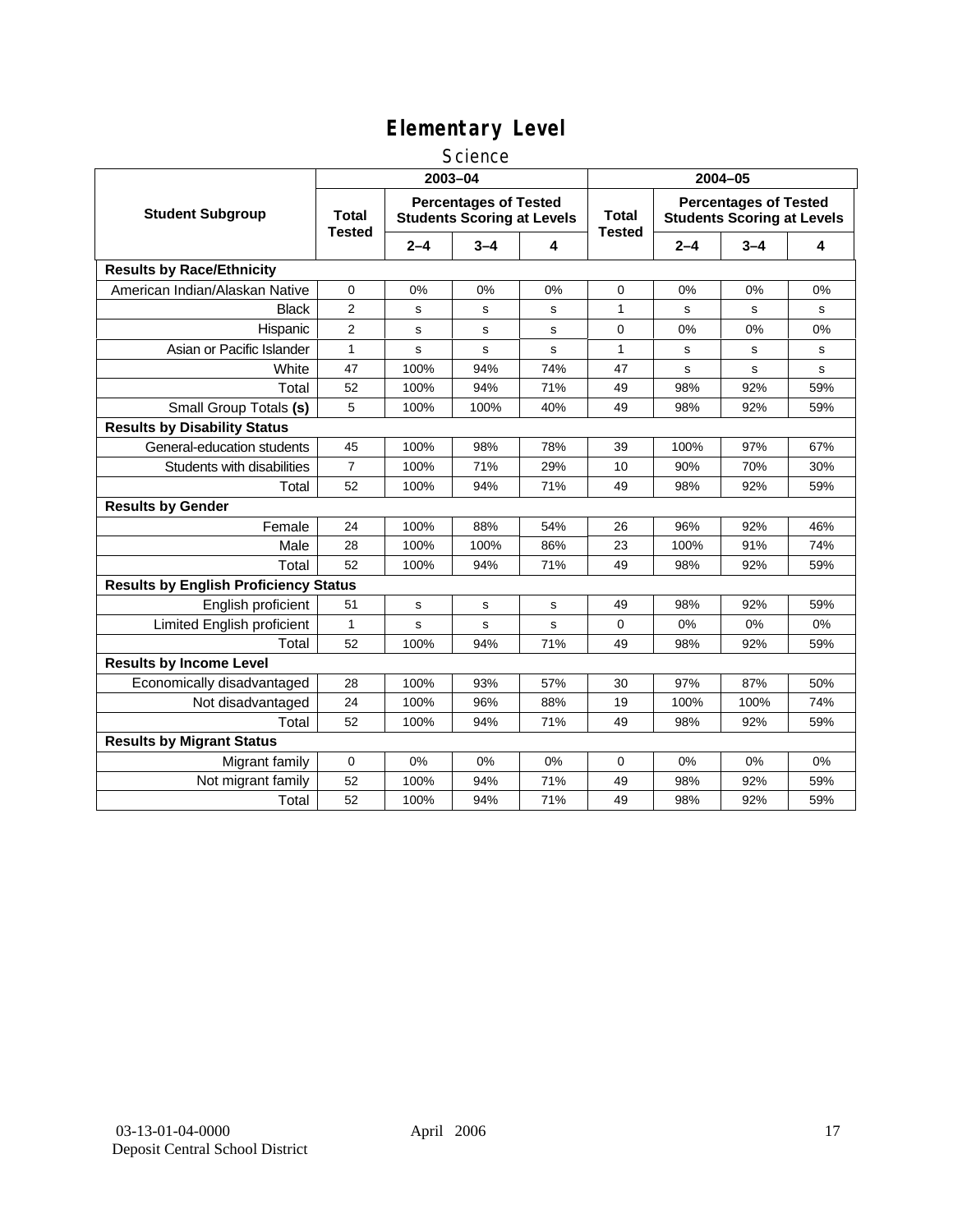# Elementary Level

## Science

| Student Subgroup | 2003–04 | | | | 2004–05 | | | |
|---|---|---|---|---|---|---|---|---|
| | Total Tested | Percentages of Tested Students Scoring at Levels | | | Total Tested | Percentages of Tested Students Scoring at Levels | | |
| | | 2–4 | 3–4 | 4 | | 2–4 | 3–4 | 4 |
| **Results by Race/Ethnicity** | | | | | | | | |
| American Indian/Alaskan Native | 0 | 0% | 0% | 0% | 0 | 0% | 0% | 0% |
| Black | 2 | s | s | s | 1 | s | s | s |
| Hispanic | 2 | s | s | s | 0 | 0% | 0% | 0% |
| Asian or Pacific Islander | 1 | s | s | s | 1 | s | s | s |
| White | 47 | 100% | 94% | 74% | 47 | s | s | s |
| Total | 52 | 100% | 94% | 71% | 49 | 98% | 92% | 59% |
| Small Group Totals **(s)** | 5 | 100% | 100% | 40% | 49 | 98% | 92% | 59% |
| **Results by Disability Status** | | | | | | | | |
| General-education students | 45 | 100% | 98% | 78% | 39 | 100% | 97% | 67% |
| Students with disabilities | 7 | 100% | 71% | 29% | 10 | 90% | 70% | 30% |
| Total | 52 | 100% | 94% | 71% | 49 | 98% | 92% | 59% |
| **Results by Gender** | | | | | | | | |
| Female | 24 | 100% | 88% | 54% | 26 | 96% | 92% | 46% |
| Male | 28 | 100% | 100% | 86% | 23 | 100% | 91% | 74% |
| Total | 52 | 100% | 94% | 71% | 49 | 98% | 92% | 59% |
| **Results by English Proficiency Status** | | | | | | | | |
| English proficient | 51 | s | s | s | 49 | 98% | 92% | 59% |
| Limited English proficient | 1 | s | s | s | 0 | 0% | 0% | 0% |
| Total | 52 | 100% | 94% | 71% | 49 | 98% | 92% | 59% |
| **Results by Income Level** | | | | | | | | |
| Economically disadvantaged | 28 | 100% | 93% | 57% | 30 | 97% | 87% | 50% |
| Not disadvantaged | 24 | 100% | 96% | 88% | 19 | 100% | 100% | 74% |
| Total | 52 | 100% | 94% | 71% | 49 | 98% | 92% | 59% |
| **Results by Migrant Status** | | | | | | | | |
| Migrant family | 0 | 0% | 0% | 0% | 0 | 0% | 0% | 0% |
| Not migrant family | 52 | 100% | 94% | 71% | 49 | 98% | 92% | 59% |
| Total | 52 | 100% | 94% | 71% | 49 | 98% | 92% | 59% |

03-13-01-04-0000
Deposit Central School District

April 2006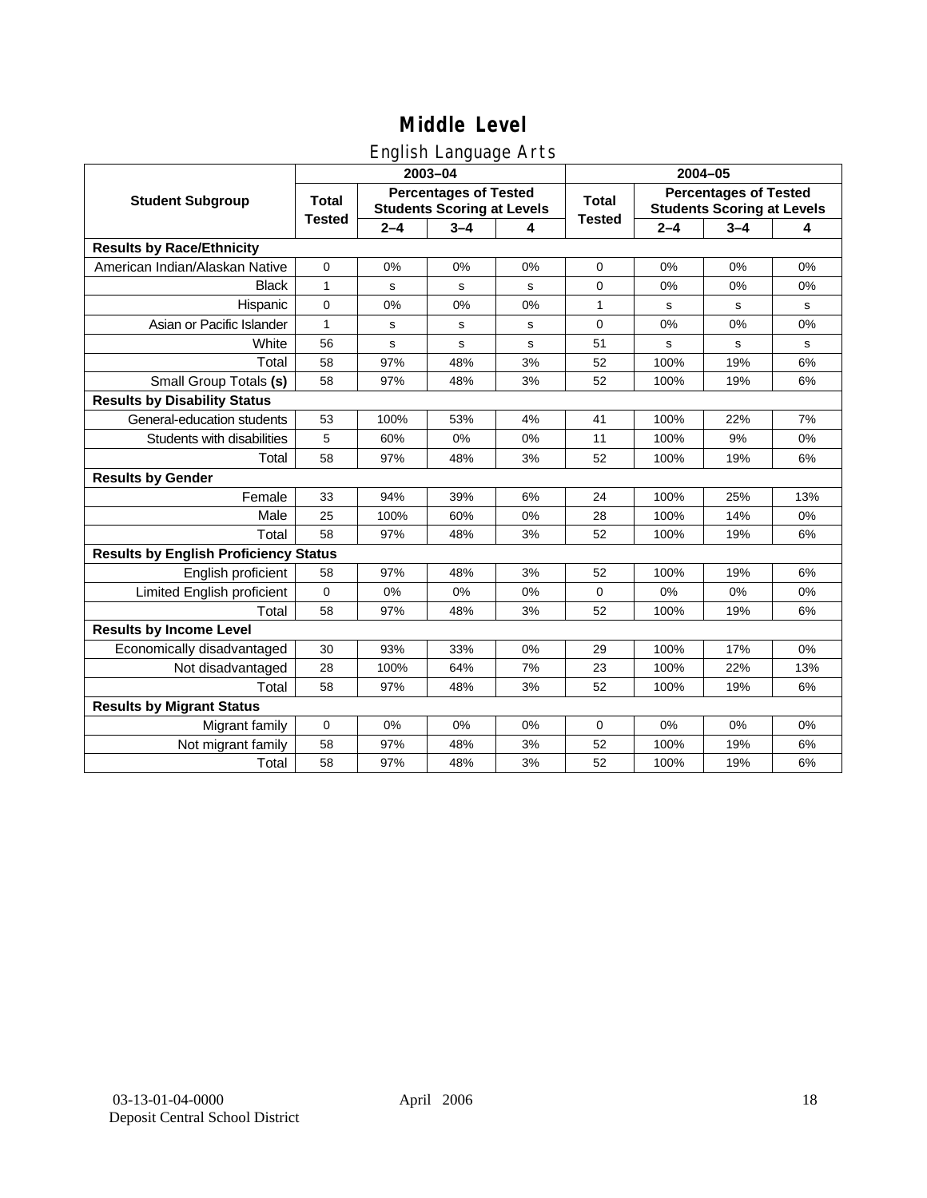# Middle Level

## English Language Arts

| Student Subgroup | 2003–04 | | | | 2004–05 | | | |
|---|---|---|---|---|---|---|---|---|
| | Total Tested | Percentages of Tested Students Scoring at Levels | | | Total Tested | Percentages of Tested Students Scoring at Levels | | |
| | | 2–4 | 3–4 | 4 | | 2–4 | 3–4 | 4 |
| **Results by Race/Ethnicity** | | | | | | | | |
| American Indian/Alaskan Native | 0 | 0% | 0% | 0% | 0 | 0% | 0% | 0% |
| Black | 1 | s | s | s | 0 | 0% | 0% | 0% |
| Hispanic | 0 | 0% | 0% | 0% | 1 | s | s | s |
| Asian or Pacific Islander | 1 | s | s | s | 0 | 0% | 0% | 0% |
| White | 56 | s | s | s | 51 | s | s | s |
| Total | 58 | 97% | 48% | 3% | 52 | 100% | 19% | 6% |
| Small Group Totals **(s)** | 58 | 97% | 48% | 3% | 52 | 100% | 19% | 6% |
| **Results by Disability Status** | | | | | | | | |
| General-education students | 53 | 100% | 53% | 4% | 41 | 100% | 22% | 7% |
| Students with disabilities | 5 | 60% | 0% | 0% | 11 | 100% | 9% | 0% |
| Total | 58 | 97% | 48% | 3% | 52 | 100% | 19% | 6% |
| **Results by Gender** | | | | | | | | |
| Female | 33 | 94% | 39% | 6% | 24 | 100% | 25% | 13% |
| Male | 25 | 100% | 60% | 0% | 28 | 100% | 14% | 0% |
| Total | 58 | 97% | 48% | 3% | 52 | 100% | 19% | 6% |
| **Results by English Proficiency Status** | | | | | | | | |
| English proficient | 58 | 97% | 48% | 3% | 52 | 100% | 19% | 6% |
| Limited English proficient | 0 | 0% | 0% | 0% | 0 | 0% | 0% | 0% |
| Total | 58 | 97% | 48% | 3% | 52 | 100% | 19% | 6% |
| **Results by Income Level** | | | | | | | | |
| Economically disadvantaged | 30 | 93% | 33% | 0% | 29 | 100% | 17% | 0% |
| Not disadvantaged | 28 | 100% | 64% | 7% | 23 | 100% | 22% | 13% |
| Total | 58 | 97% | 48% | 3% | 52 | 100% | 19% | 6% |
| **Results by Migrant Status** | | | | | | | | |
| Migrant family | 0 | 0% | 0% | 0% | 0 | 0% | 0% | 0% |
| Not migrant family | 58 | 97% | 48% | 3% | 52 | 100% | 19% | 6% |
| Total | 58 | 97% | 48% | 3% | 52 | 100% | 19% | 6% |

03-13-01-04-0000
Deposit Central School District

April 2006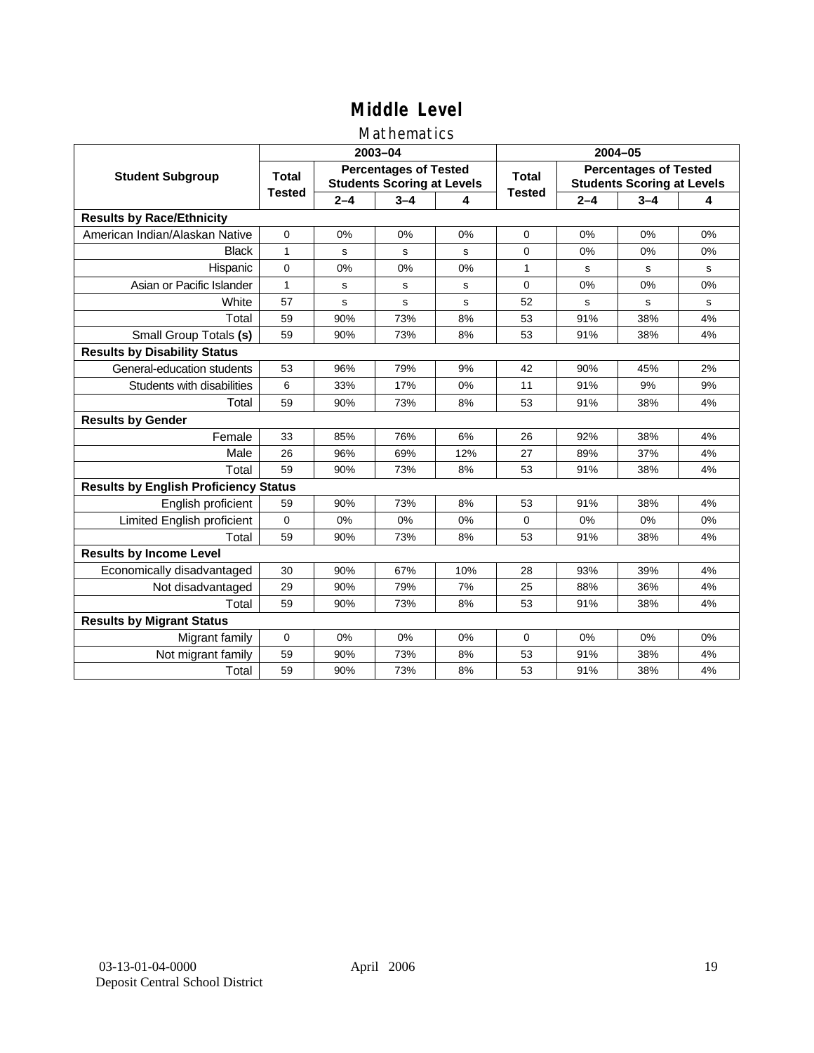# Middle Level

## Mathematics

| Student Subgroup | 2003–04 | | | | 2004–05 | | | |
|---|---|---|---|---|---|---|---|---|
| | Total Tested | Percentages of Tested Students Scoring at Levels | | | Total Tested | Percentages of Tested Students Scoring at Levels | | |
| | | 2–4 | 3–4 | 4 | | 2–4 | 3–4 | 4 |
| **Results by Race/Ethnicity** | | | | | | | | |
| American Indian/Alaskan Native | 0 | 0% | 0% | 0% | 0 | 0% | 0% | 0% |
| Black | 1 | s | s | s | 0 | 0% | 0% | 0% |
| Hispanic | 0 | 0% | 0% | 0% | 1 | s | s | s |
| Asian or Pacific Islander | 1 | s | s | s | 0 | 0% | 0% | 0% |
| White | 57 | s | s | s | 52 | s | s | s |
| Total | 59 | 90% | 73% | 8% | 53 | 91% | 38% | 4% |
| Small Group Totals **(s)** | 59 | 90% | 73% | 8% | 53 | 91% | 38% | 4% |
| **Results by Disability Status** | | | | | | | | |
| General-education students | 53 | 96% | 79% | 9% | 42 | 90% | 45% | 2% |
| Students with disabilities | 6 | 33% | 17% | 0% | 11 | 91% | 9% | 9% |
| Total | 59 | 90% | 73% | 8% | 53 | 91% | 38% | 4% |
| **Results by Gender** | | | | | | | | |
| Female | 33 | 85% | 76% | 6% | 26 | 92% | 38% | 4% |
| Male | 26 | 96% | 69% | 12% | 27 | 89% | 37% | 4% |
| Total | 59 | 90% | 73% | 8% | 53 | 91% | 38% | 4% |
| **Results by English Proficiency Status** | | | | | | | | |
| English proficient | 59 | 90% | 73% | 8% | 53 | 91% | 38% | 4% |
| Limited English proficient | 0 | 0% | 0% | 0% | 0 | 0% | 0% | 0% |
| Total | 59 | 90% | 73% | 8% | 53 | 91% | 38% | 4% |
| **Results by Income Level** | | | | | | | | |
| Economically disadvantaged | 30 | 90% | 67% | 10% | 28 | 93% | 39% | 4% |
| Not disadvantaged | 29 | 90% | 79% | 7% | 25 | 88% | 36% | 4% |
| Total | 59 | 90% | 73% | 8% | 53 | 91% | 38% | 4% |
| **Results by Migrant Status** | | | | | | | | |
| Migrant family | 0 | 0% | 0% | 0% | 0 | 0% | 0% | 0% |
| Not migrant family | 59 | 90% | 73% | 8% | 53 | 91% | 38% | 4% |
| Total | 59 | 90% | 73% | 8% | 53 | 91% | 38% | 4% |

03-13-01-04-0000
Deposit Central School District

April 2006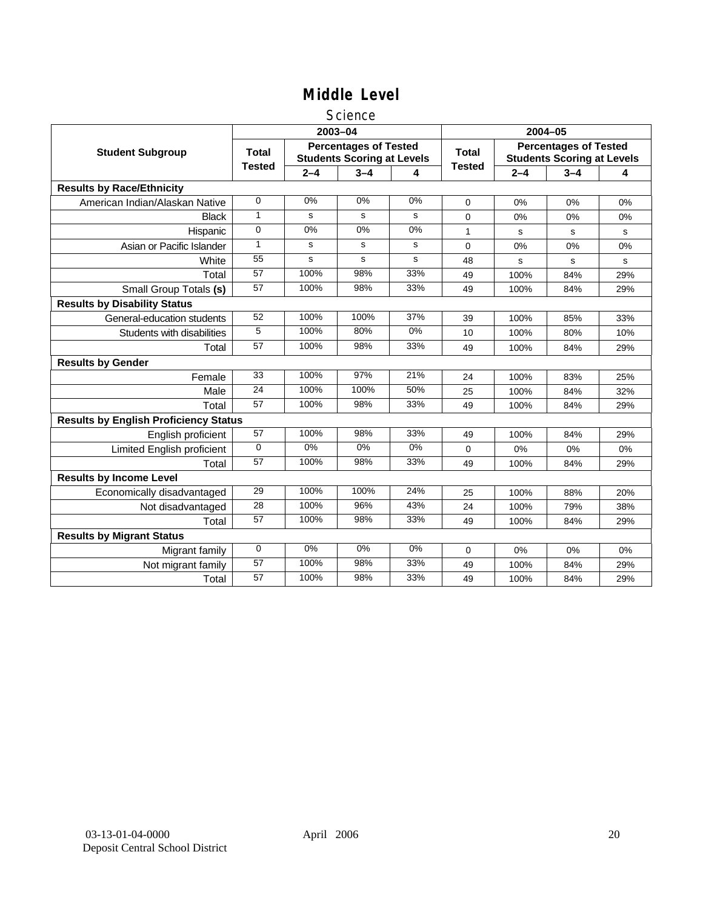# Middle Level

## Science

| Student Subgroup | 2003–04 | | | | 2004–05 | | | |
|---|---|---|---|---|---|---|---|---|
| | Total Tested | Percentages of Tested Students Scoring at Levels | | | Total Tested | Percentages of Tested Students Scoring at Levels | | |
| | | 2–4 | 3–4 | 4 | | 2–4 | 3–4 | 4 |
| **Results by Race/Ethnicity** | | | | | | | | |
| American Indian/Alaskan Native | 0 | 0% | 0% | 0% | 0 | 0% | 0% | 0% |
| Black | 1 | s | s | s | 0 | 0% | 0% | 0% |
| Hispanic | 0 | 0% | 0% | 0% | 1 | s | s | s |
| Asian or Pacific Islander | 1 | s | s | s | 0 | 0% | 0% | 0% |
| White | 55 | s | s | s | 48 | s | s | s |
| Total | 57 | 100% | 98% | 33% | 49 | 100% | 84% | 29% |
| Small Group Totals **(s)** | 57 | 100% | 98% | 33% | 49 | 100% | 84% | 29% |
| **Results by Disability Status** | | | | | | | | |
| General-education students | 52 | 100% | 100% | 37% | 39 | 100% | 85% | 33% |
| Students with disabilities | 5 | 100% | 80% | 0% | 10 | 100% | 80% | 10% |
| Total | 57 | 100% | 98% | 33% | 49 | 100% | 84% | 29% |
| **Results by Gender** | | | | | | | | |
| Female | 33 | 100% | 97% | 21% | 24 | 100% | 83% | 25% |
| Male | 24 | 100% | 100% | 50% | 25 | 100% | 84% | 32% |
| Total | 57 | 100% | 98% | 33% | 49 | 100% | 84% | 29% |
| **Results by English Proficiency Status** | | | | | | | | |
| English proficient | 57 | 100% | 98% | 33% | 49 | 100% | 84% | 29% |
| Limited English proficient | 0 | 0% | 0% | 0% | 0 | 0% | 0% | 0% |
| Total | 57 | 100% | 98% | 33% | 49 | 100% | 84% | 29% |
| **Results by Income Level** | | | | | | | | |
| Economically disadvantaged | 29 | 100% | 100% | 24% | 25 | 100% | 88% | 20% |
| Not disadvantaged | 28 | 100% | 96% | 43% | 24 | 100% | 79% | 38% |
| Total | 57 | 100% | 98% | 33% | 49 | 100% | 84% | 29% |
| **Results by Migrant Status** | | | | | | | | |
| Migrant family | 0 | 0% | 0% | 0% | 0 | 0% | 0% | 0% |
| Not migrant family | 57 | 100% | 98% | 33% | 49 | 100% | 84% | 29% |
| Total | 57 | 100% | 98% | 33% | 49 | 100% | 84% | 29% |

03-13-01-04-0000 April 2006
Deposit Central School District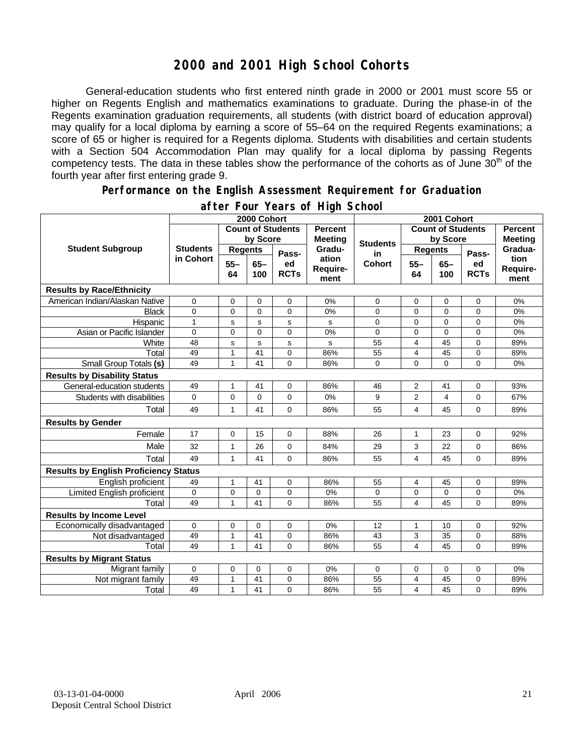# 2000 and 2001 High School Cohorts

General-education students who first entered ninth grade in 2000 or 2001 must score 55 or higher on Regents English and mathematics examinations to graduate. During the phase-in of the Regents examination graduation requirements, all students (with district board of education approval) may qualify for a local diploma by earning a score of 55–64 on the required Regents examinations; a score of 65 or higher is required for a Regents diploma. Students with disabilities and certain students with a Section 504 Accommodation Plan may qualify for a local diploma by passing Regents competency tests. The data in these tables show the performance of the cohorts as of June 30th of the fourth year after first entering grade 9.

## Performance on the English Assessment Requirement for Graduation after Four Years of High School

| Student Subgroup | 2000 Cohort | | | | | 2001 Cohort | | | | |
|---|---|---|---|---|---|---|---|---|---|---|
| | Students in Cohort | Count of Students by Score | | | Percent Meeting Graduation Requirement | Students in Cohort | Count of Students by Score | | | Percent Meeting Graduation Requirement |
| | | Regents 55–64 | Regents 65–100 | Passed RCTs | | | Regents 55–64 | Regents 65–100 | Passed RCTs | |
| **Results by Race/Ethnicity** | | | | | | | | | | |
| American Indian/Alaskan Native | 0 | 0 | 0 | 0 | 0% | 0 | 0 | 0 | 0 | 0% |
| Black | 0 | 0 | 0 | 0 | 0% | 0 | 0 | 0 | 0 | 0% |
| Hispanic | 1 | s | s | s | s | 0 | 0 | 0 | 0 | 0% |
| Asian or Pacific Islander | 0 | 0 | 0 | 0 | 0% | 0 | 0 | 0 | 0 | 0% |
| White | 48 | s | s | s | s | 55 | 4 | 45 | 0 | 89% |
| Total | 49 | 1 | 41 | 0 | 86% | 55 | 4 | 45 | 0 | 89% |
| Small Group Totals **(s)** | 49 | 1 | 41 | 0 | 86% | 0 | 0 | 0 | 0 | 0% |
| **Results by Disability Status** | | | | | | | | | | |
| General-education students | 49 | 1 | 41 | 0 | 86% | 46 | 2 | 41 | 0 | 93% |
| Students with disabilities | 0 | 0 | 0 | 0 | 0% | 9 | 2 | 4 | 0 | 67% |
| Total | 49 | 1 | 41 | 0 | 86% | 55 | 4 | 45 | 0 | 89% |
| **Results by Gender** | | | | | | | | | | |
| Female | 17 | 0 | 15 | 0 | 88% | 26 | 1 | 23 | 0 | 92% |
| Male | 32 | 1 | 26 | 0 | 84% | 29 | 3 | 22 | 0 | 86% |
| Total | 49 | 1 | 41 | 0 | 86% | 55 | 4 | 45 | 0 | 89% |
| **Results by English Proficiency Status** | | | | | | | | | | |
| English proficient | 49 | 1 | 41 | 0 | 86% | 55 | 4 | 45 | 0 | 89% |
| Limited English proficient | 0 | 0 | 0 | 0 | 0% | 0 | 0 | 0 | 0 | 0% |
| Total | 49 | 1 | 41 | 0 | 86% | 55 | 4 | 45 | 0 | 89% |
| **Results by Income Level** | | | | | | | | | | |
| Economically disadvantaged | 0 | 0 | 0 | 0 | 0% | 12 | 1 | 10 | 0 | 92% |
| Not disadvantaged | 49 | 1 | 41 | 0 | 86% | 43 | 3 | 35 | 0 | 88% |
| Total | 49 | 1 | 41 | 0 | 86% | 55 | 4 | 45 | 0 | 89% |
| **Results by Migrant Status** | | | | | | | | | | |
| Migrant family | 0 | 0 | 0 | 0 | 0% | 0 | 0 | 0 | 0 | 0% |
| Not migrant family | 49 | 1 | 41 | 0 | 86% | 55 | 4 | 45 | 0 | 89% |
| Total | 49 | 1 | 41 | 0 | 86% | 55 | 4 | 45 | 0 | 89% |

03-13-01-04-0000 April 2006
Deposit Central School District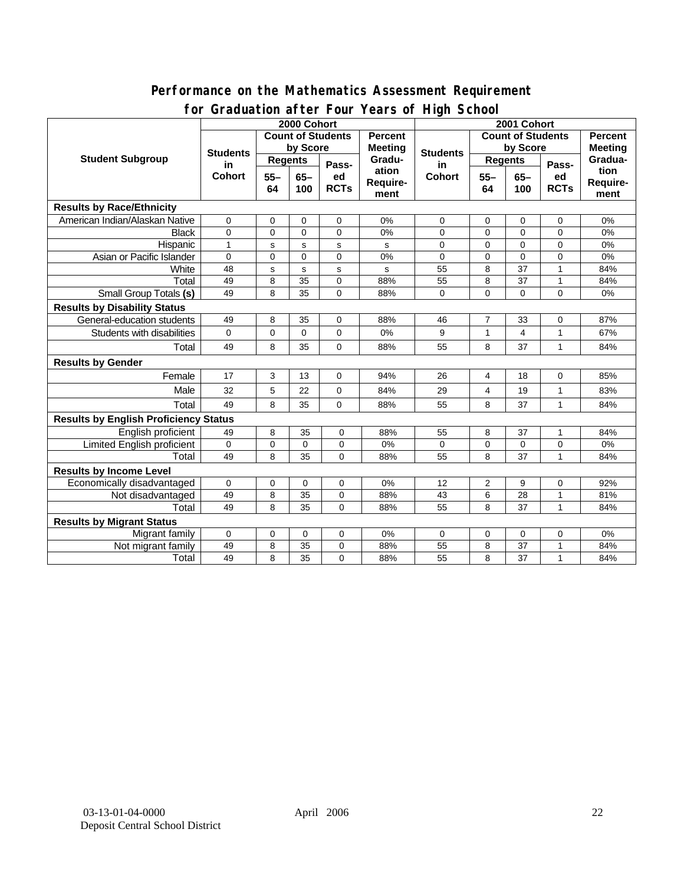## Performance on the Mathematics Assessment Requirement for Graduation after Four Years of High School

| Student Subgroup | 2000 Cohort | | | | | 2001 Cohort | | | | |
|---|---|---|---|---|---|---|---|---|---|---|
| | Students in Cohort | Count of Students by Score | | | Percent Meeting Graduation Requirement | Students in Cohort | Count of Students by Score | | | Percent Meeting Graduation Requirement |
| | | Regents | | Passed RCTs | | | Regents | | Passed RCTs | |
| | | 55–64 | 65–100 | | | | 55–64 | 65–100 | | |
| **Results by Race/Ethnicity** | | | | | | | | | | |
| American Indian/Alaskan Native | 0 | 0 | 0 | 0 | 0% | 0 | 0 | 0 | 0 | 0% |
| Black | 0 | 0 | 0 | 0 | 0% | 0 | 0 | 0 | 0 | 0% |
| Hispanic | 1 | s | s | s | s | 0 | 0 | 0 | 0 | 0% |
| Asian or Pacific Islander | 0 | 0 | 0 | 0 | 0% | 0 | 0 | 0 | 0 | 0% |
| White | 48 | s | s | s | s | 55 | 8 | 37 | 1 | 84% |
| Total | 49 | 8 | 35 | 0 | 88% | 55 | 8 | 37 | 1 | 84% |
| Small Group Totals **(s)** | 49 | 8 | 35 | 0 | 88% | 0 | 0 | 0 | 0 | 0% |
| **Results by Disability Status** | | | | | | | | | | |
| General-education students | 49 | 8 | 35 | 0 | 88% | 46 | 7 | 33 | 0 | 87% |
| Students with disabilities | 0 | 0 | 0 | 0 | 0% | 9 | 1 | 4 | 1 | 67% |
| Total | 49 | 8 | 35 | 0 | 88% | 55 | 8 | 37 | 1 | 84% |
| **Results by Gender** | | | | | | | | | | |
| Female | 17 | 3 | 13 | 0 | 94% | 26 | 4 | 18 | 0 | 85% |
| Male | 32 | 5 | 22 | 0 | 84% | 29 | 4 | 19 | 1 | 83% |
| Total | 49 | 8 | 35 | 0 | 88% | 55 | 8 | 37 | 1 | 84% |
| **Results by English Proficiency Status** | | | | | | | | | | |
| English proficient | 49 | 8 | 35 | 0 | 88% | 55 | 8 | 37 | 1 | 84% |
| Limited English proficient | 0 | 0 | 0 | 0 | 0% | 0 | 0 | 0 | 0 | 0% |
| Total | 49 | 8 | 35 | 0 | 88% | 55 | 8 | 37 | 1 | 84% |
| **Results by Income Level** | | | | | | | | | | |
| Economically disadvantaged | 0 | 0 | 0 | 0 | 0% | 12 | 2 | 9 | 0 | 92% |
| Not disadvantaged | 49 | 8 | 35 | 0 | 88% | 43 | 6 | 28 | 1 | 81% |
| Total | 49 | 8 | 35 | 0 | 88% | 55 | 8 | 37 | 1 | 84% |
| **Results by Migrant Status** | | | | | | | | | | |
| Migrant family | 0 | 0 | 0 | 0 | 0% | 0 | 0 | 0 | 0 | 0% |
| Not migrant family | 49 | 8 | 35 | 0 | 88% | 55 | 8 | 37 | 1 | 84% |
| Total | 49 | 8 | 35 | 0 | 88% | 55 | 8 | 37 | 1 | 84% |

03-13-01-04-0000
Deposit Central School District

April 2006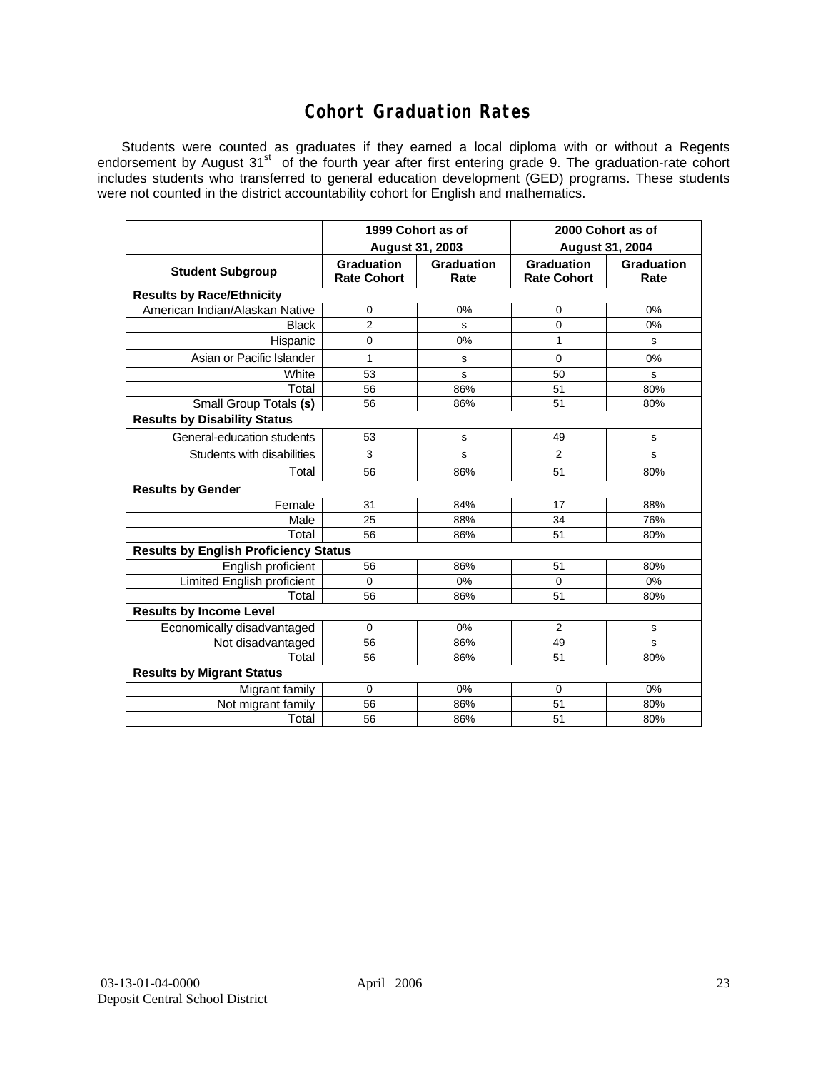# Cohort Graduation Rates

Students were counted as graduates if they earned a local diploma with or without a Regents endorsement by August 31st of the fourth year after first entering grade 9. The graduation-rate cohort includes students who transferred to general education development (GED) programs. These students were not counted in the district accountability cohort for English and mathematics.

| | 1999 Cohort as of August 31, 2003 | | 2000 Cohort as of August 31, 2004 | |
|---|---|---|---|---|
| **Student Subgroup** | **Graduation Rate Cohort** | **Graduation Rate** | **Graduation Rate Cohort** | **Graduation Rate** |
| **Results by Race/Ethnicity** | | | | |
| American Indian/Alaskan Native | 0 | 0% | 0 | 0% |
| Black | 2 | s | 0 | 0% |
| Hispanic | 0 | 0% | 1 | s |
| Asian or Pacific Islander | 1 | s | 0 | 0% |
| White | 53 | s | 50 | s |
| Total | 56 | 86% | 51 | 80% |
| Small Group Totals **(s)** | 56 | 86% | 51 | 80% |
| **Results by Disability Status** | | | | |
| General-education students | 53 | s | 49 | s |
| Students with disabilities | 3 | s | 2 | s |
| Total | 56 | 86% | 51 | 80% |
| **Results by Gender** | | | | |
| Female | 31 | 84% | 17 | 88% |
| Male | 25 | 88% | 34 | 76% |
| Total | 56 | 86% | 51 | 80% |
| **Results by English Proficiency Status** | | | | |
| English proficient | 56 | 86% | 51 | 80% |
| Limited English proficient | 0 | 0% | 0 | 0% |
| Total | 56 | 86% | 51 | 80% |
| **Results by Income Level** | | | | |
| Economically disadvantaged | 0 | 0% | 2 | s |
| Not disadvantaged | 56 | 86% | 49 | s |
| Total | 56 | 86% | 51 | 80% |
| **Results by Migrant Status** | | | | |
| Migrant family | 0 | 0% | 0 | 0% |
| Not migrant family | 56 | 86% | 51 | 80% |
| Total | 56 | 86% | 51 | 80% |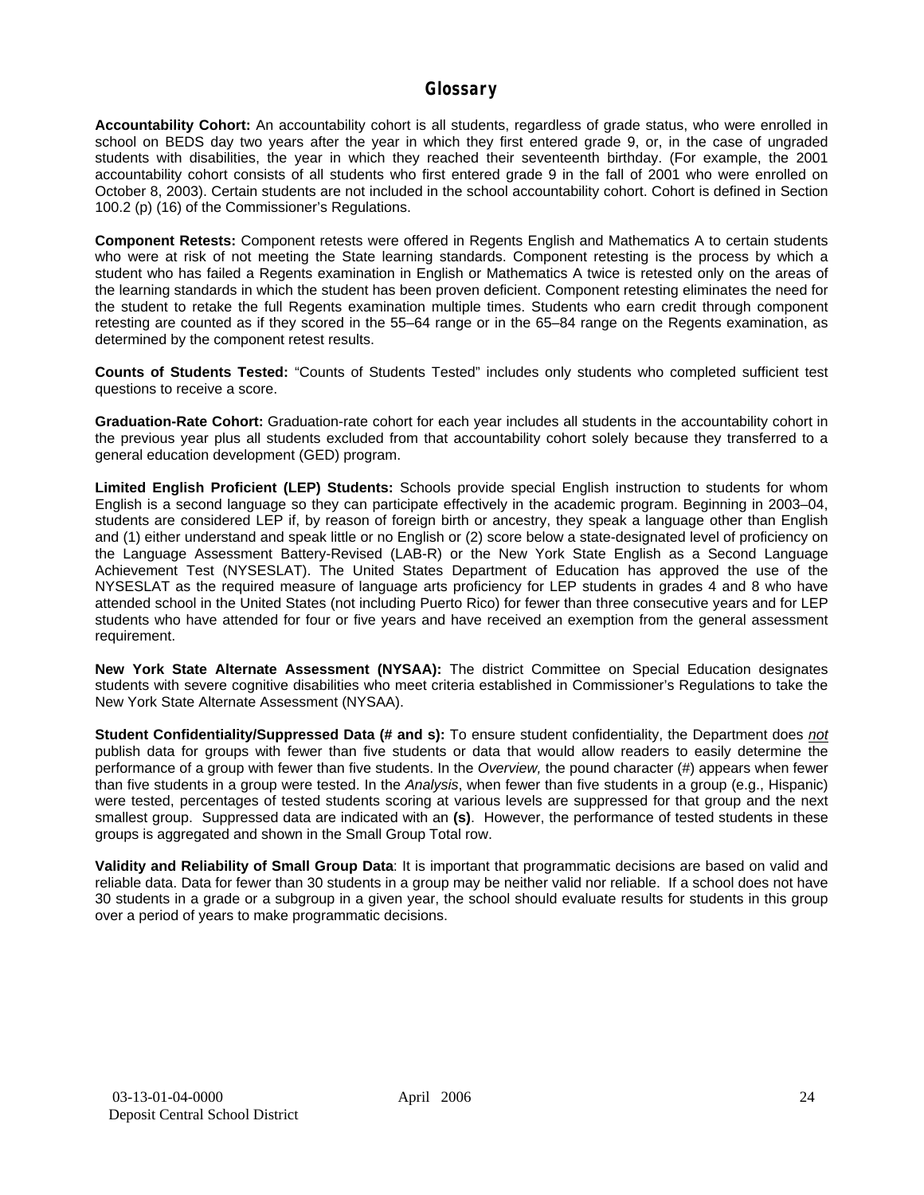# Glossary

**Accountability Cohort:** An accountability cohort is all students, regardless of grade status, who were enrolled in school on BEDS day two years after the year in which they first entered grade 9, or, in the case of ungraded students with disabilities, the year in which they reached their seventeenth birthday. (For example, the 2001 accountability cohort consists of all students who first entered grade 9 in the fall of 2001 who were enrolled on October 8, 2003). Certain students are not included in the school accountability cohort. Cohort is defined in Section 100.2 (p) (16) of the Commissioner's Regulations.

**Component Retests:** Component retests were offered in Regents English and Mathematics A to certain students who were at risk of not meeting the State learning standards. Component retesting is the process by which a student who has failed a Regents examination in English or Mathematics A twice is retested only on the areas of the learning standards in which the student has been proven deficient. Component retesting eliminates the need for the student to retake the full Regents examination multiple times. Students who earn credit through component retesting are counted as if they scored in the 55–64 range or in the 65–84 range on the Regents examination, as determined by the component retest results.

**Counts of Students Tested:** "Counts of Students Tested" includes only students who completed sufficient test questions to receive a score.

**Graduation-Rate Cohort:** Graduation-rate cohort for each year includes all students in the accountability cohort in the previous year plus all students excluded from that accountability cohort solely because they transferred to a general education development (GED) program.

**Limited English Proficient (LEP) Students:** Schools provide special English instruction to students for whom English is a second language so they can participate effectively in the academic program. Beginning in 2003–04, students are considered LEP if, by reason of foreign birth or ancestry, they speak a language other than English and (1) either understand and speak little or no English or (2) score below a state-designated level of proficiency on the Language Assessment Battery-Revised (LAB-R) or the New York State English as a Second Language Achievement Test (NYSESLAT). The United States Department of Education has approved the use of the NYSESLAT as the required measure of language arts proficiency for LEP students in grades 4 and 8 who have attended school in the United States (not including Puerto Rico) for fewer than three consecutive years and for LEP students who have attended for four or five years and have received an exemption from the general assessment requirement.

**New York State Alternate Assessment (NYSAA):** The district Committee on Special Education designates students with severe cognitive disabilities who meet criteria established in Commissioner's Regulations to take the New York State Alternate Assessment (NYSAA).

**Student Confidentiality/Suppressed Data (# and s):** To ensure student confidentiality, the Department does *not* publish data for groups with fewer than five students or data that would allow readers to easily determine the performance of a group with fewer than five students. In the *Overview,* the pound character (#) appears when fewer than five students in a group were tested. In the *Analysis*, when fewer than five students in a group (e.g., Hispanic) were tested, percentages of tested students scoring at various levels are suppressed for that group and the next smallest group. Suppressed data are indicated with an **(s)**. However, the performance of tested students in these groups is aggregated and shown in the Small Group Total row.

**Validity and Reliability of Small Group Data**: It is important that programmatic decisions are based on valid and reliable data. Data for fewer than 30 students in a group may be neither valid nor reliable. If a school does not have 30 students in a grade or a subgroup in a given year, the school should evaluate results for students in this group over a period of years to make programmatic decisions.